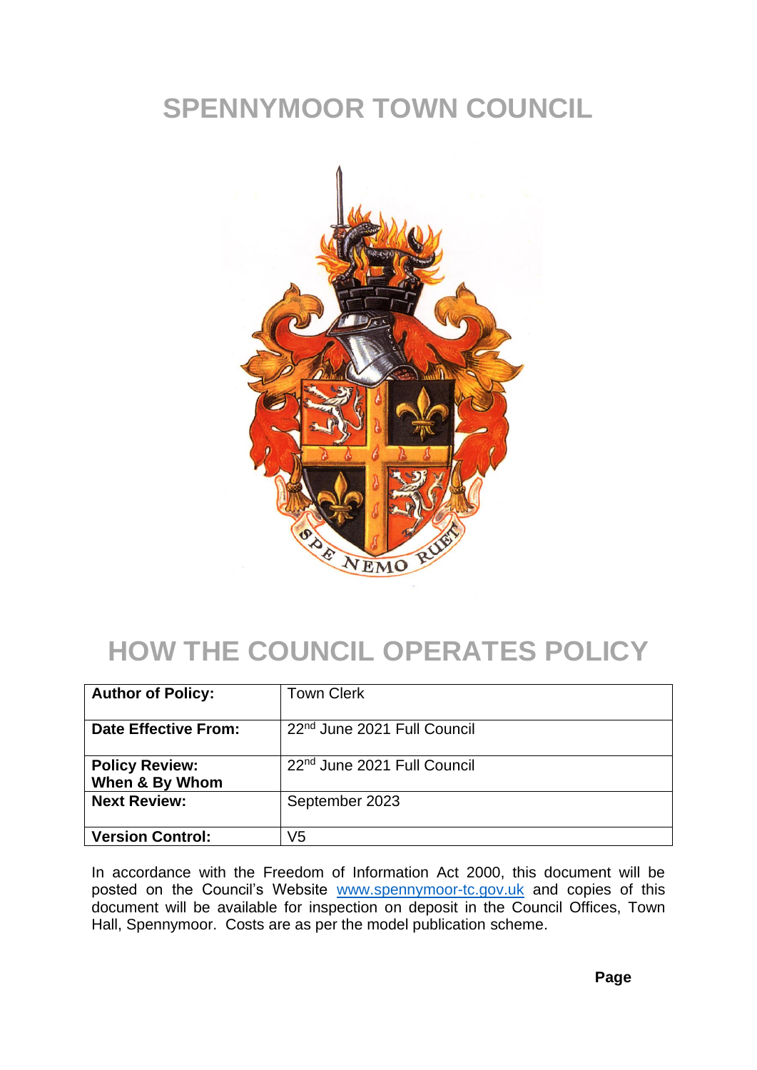# SPENNYMOOR TOWN COUNCIL

# HOW THE COUNCIL OPERATES POLICY

| Author of Policy: | Town Clerk |
|---|---|
| **Date Effective From:** | 22nd June 2021 Full Council |
| **Policy Review: When & By Whom** | 22nd June 2021 Full Council |
| **Next Review:** | September 2023 |
| **Version Control:** | V5 |

In accordance with the Freedom of Information Act 2000, this document will be posted on the Council's Website [www.spennymoor-tc.gov.uk](http://www.spennymoor-tc.gov.uk) and copies of this document will be available for inspection on deposit in the Council Offices, Town Hall, Spennymoor. Costs are as per the model publication scheme.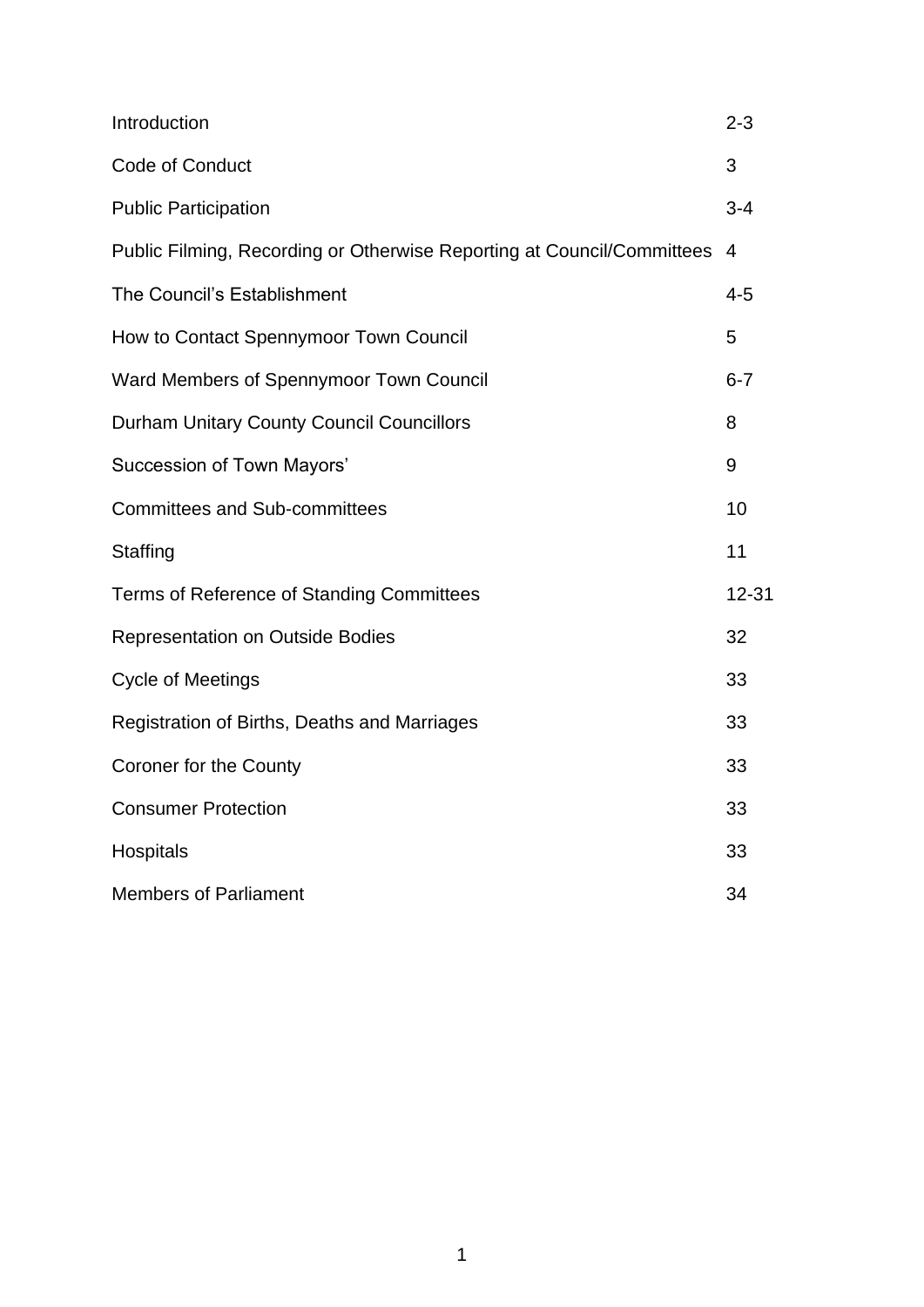| | |
|---|---|
| Introduction | 2-3 |
| Code of Conduct | 3 |
| Public Participation | 3-4 |
| Public Filming, Recording or Otherwise Reporting at Council/Committees | 4 |
| The Council's Establishment | 4-5 |
| How to Contact Spennymoor Town Council | 5 |
| Ward Members of Spennymoor Town Council | 6-7 |
| Durham Unitary County Council Councillors | 8 |
| Succession of Town Mayors' | 9 |
| Committees and Sub-committees | 10 |
| Staffing | 11 |
| Terms of Reference of Standing Committees | 12-31 |
| Representation on Outside Bodies | 32 |
| Cycle of Meetings | 33 |
| Registration of Births, Deaths and Marriages | 33 |
| Coroner for the County | 33 |
| Consumer Protection | 33 |
| Hospitals | 33 |
| Members of Parliament | 34 |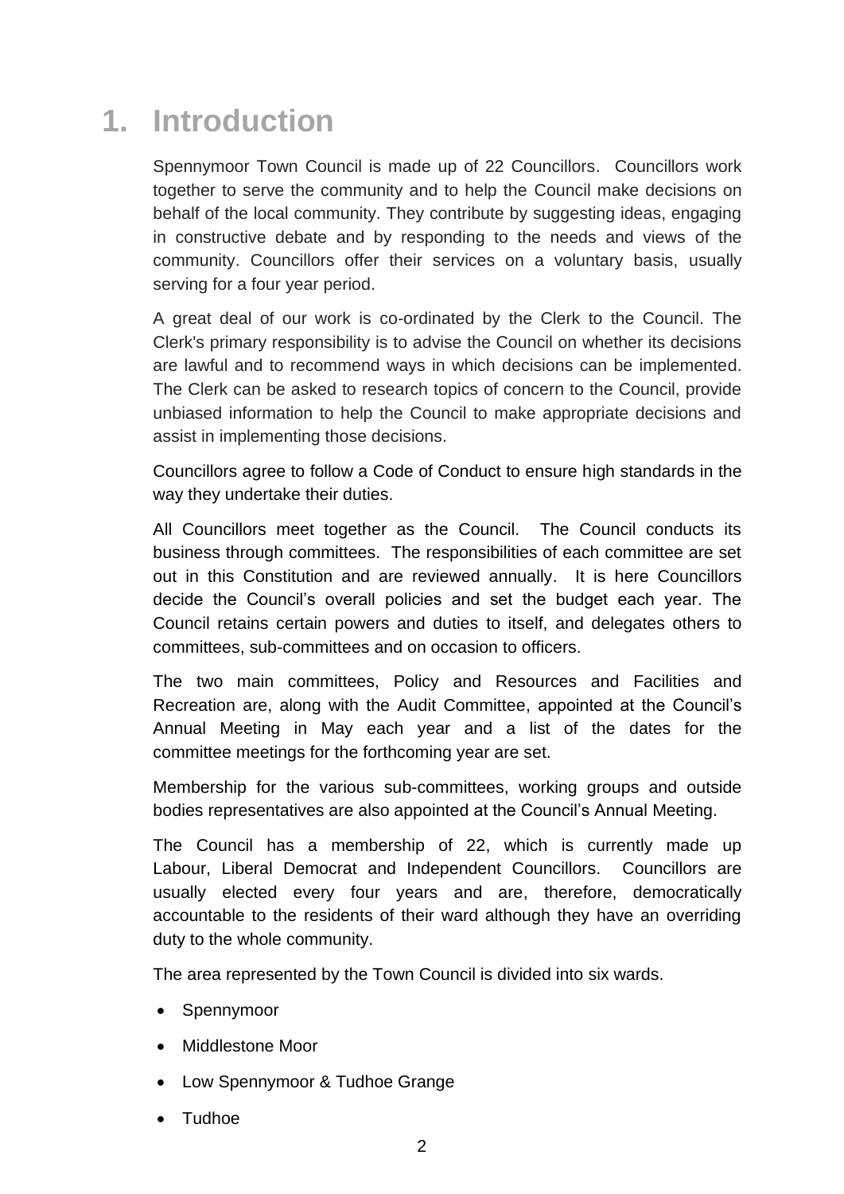# 1. Introduction

Spennymoor Town Council is made up of 22 Councillors. Councillors work together to serve the community and to help the Council make decisions on behalf of the local community. They contribute by suggesting ideas, engaging in constructive debate and by responding to the needs and views of the community. Councillors offer their services on a voluntary basis, usually serving for a four year period.

A great deal of our work is co-ordinated by the Clerk to the Council. The Clerk's primary responsibility is to advise the Council on whether its decisions are lawful and to recommend ways in which decisions can be implemented. The Clerk can be asked to research topics of concern to the Council, provide unbiased information to help the Council to make appropriate decisions and assist in implementing those decisions.

Councillors agree to follow a Code of Conduct to ensure high standards in the way they undertake their duties.

All Councillors meet together as the Council. The Council conducts its business through committees. The responsibilities of each committee are set out in this Constitution and are reviewed annually. It is here Councillors decide the Council's overall policies and set the budget each year. The Council retains certain powers and duties to itself, and delegates others to committees, sub-committees and on occasion to officers.

The two main committees, Policy and Resources and Facilities and Recreation are, along with the Audit Committee, appointed at the Council's Annual Meeting in May each year and a list of the dates for the committee meetings for the forthcoming year are set.

Membership for the various sub-committees, working groups and outside bodies representatives are also appointed at the Council's Annual Meeting.

The Council has a membership of 22, which is currently made up Labour, Liberal Democrat and Independent Councillors. Councillors are usually elected every four years and are, therefore, democratically accountable to the residents of their ward although they have an overriding duty to the whole community.

The area represented by the Town Council is divided into six wards.

- Spennymoor
- Middlestone Moor
- Low Spennymoor & Tudhoe Grange
- Tudhoe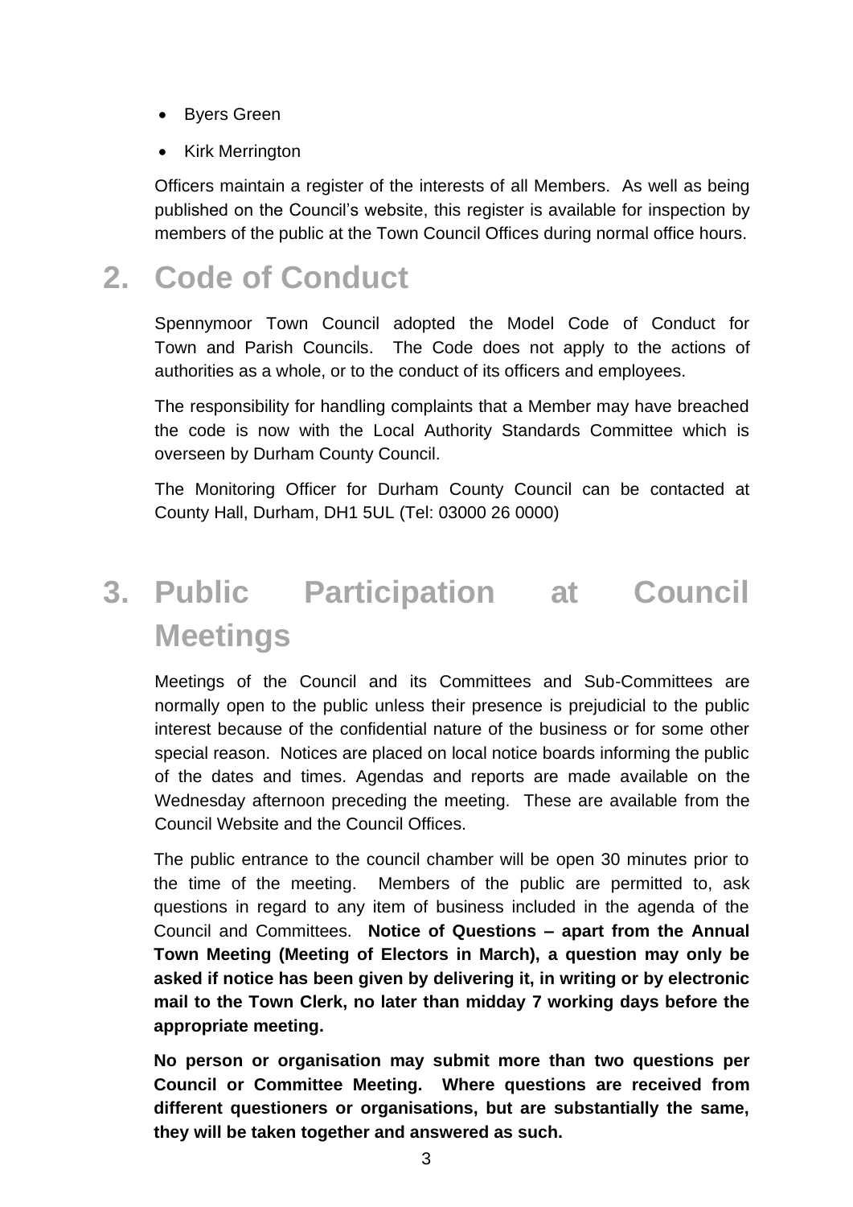- Byers Green
- Kirk Merrington

Officers maintain a register of the interests of all Members. As well as being published on the Council's website, this register is available for inspection by members of the public at the Town Council Offices during normal office hours.

# 2. Code of Conduct

Spennymoor Town Council adopted the Model Code of Conduct for Town and Parish Councils. The Code does not apply to the actions of authorities as a whole, or to the conduct of its officers and employees.

The responsibility for handling complaints that a Member may have breached the code is now with the Local Authority Standards Committee which is overseen by Durham County Council.

The Monitoring Officer for Durham County Council can be contacted at County Hall, Durham, DH1 5UL (Tel: 03000 26 0000)

# 3. Public Participation at Council Meetings

Meetings of the Council and its Committees and Sub-Committees are normally open to the public unless their presence is prejudicial to the public interest because of the confidential nature of the business or for some other special reason. Notices are placed on local notice boards informing the public of the dates and times. Agendas and reports are made available on the Wednesday afternoon preceding the meeting. These are available from the Council Website and the Council Offices.

The public entrance to the council chamber will be open 30 minutes prior to the time of the meeting. Members of the public are permitted to, ask questions in regard to any item of business included in the agenda of the Council and Committees. **Notice of Questions – apart from the Annual Town Meeting (Meeting of Electors in March), a question may only be asked if notice has been given by delivering it, in writing or by electronic mail to the Town Clerk, no later than midday 7 working days before the appropriate meeting.**

**No person or organisation may submit more than two questions per Council or Committee Meeting. Where questions are received from different questioners or organisations, but are substantially the same, they will be taken together and answered as such.**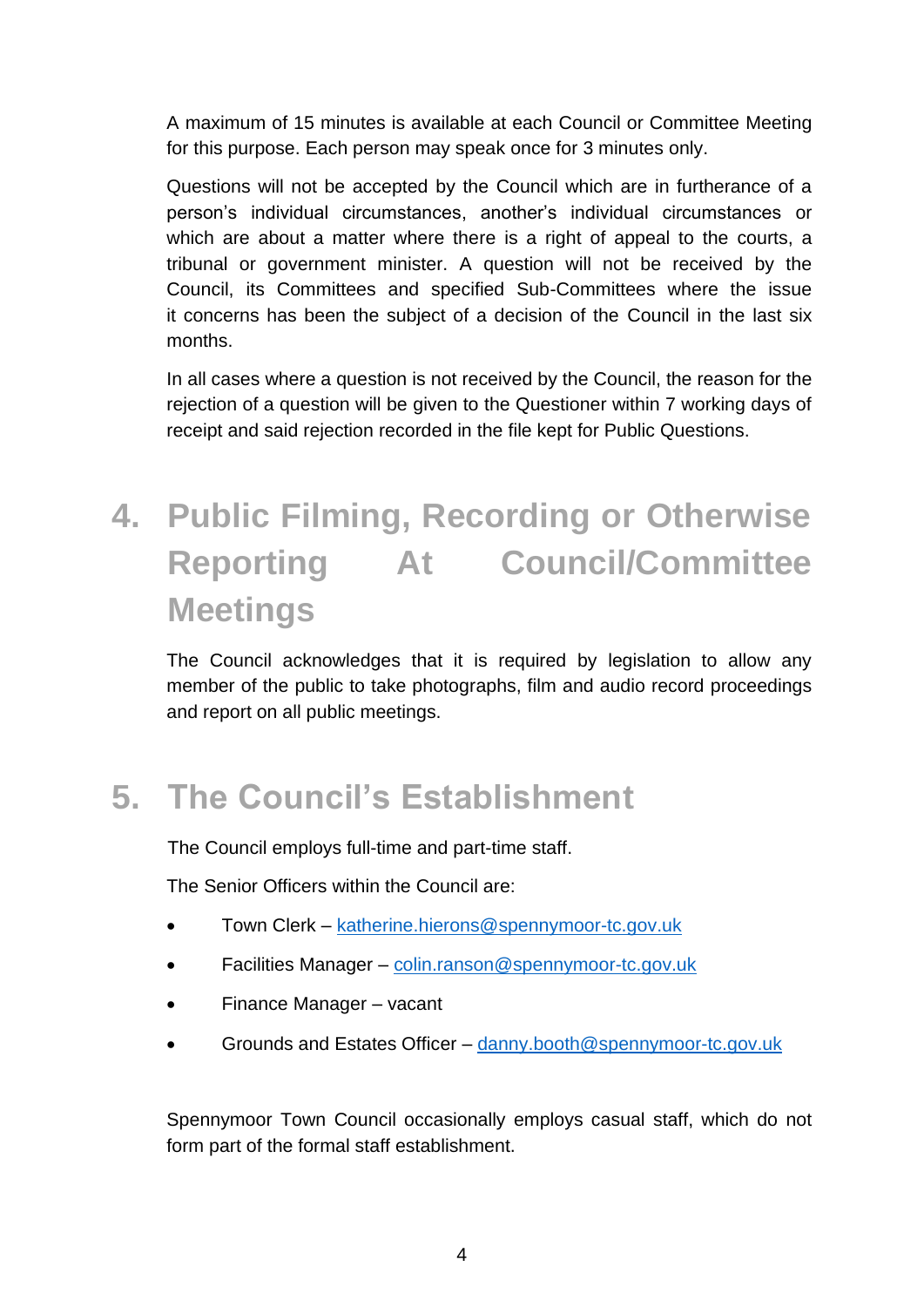A maximum of 15 minutes is available at each Council or Committee Meeting for this purpose. Each person may speak once for 3 minutes only.

Questions will not be accepted by the Council which are in furtherance of a person's individual circumstances, another's individual circumstances or which are about a matter where there is a right of appeal to the courts, a tribunal or government minister. A question will not be received by the Council, its Committees and specified Sub-Committees where the issue it concerns has been the subject of a decision of the Council in the last six months.

In all cases where a question is not received by the Council, the reason for the rejection of a question will be given to the Questioner within 7 working days of receipt and said rejection recorded in the file kept for Public Questions.

# 4. Public Filming, Recording or Otherwise Reporting At Council/Committee Meetings

The Council acknowledges that it is required by legislation to allow any member of the public to take photographs, film and audio record proceedings and report on all public meetings.

# 5. The Council's Establishment

The Council employs full-time and part-time staff.

The Senior Officers within the Council are:

- Town Clerk – katherine.hierons@spennymoor-tc.gov.uk
- Facilities Manager – colin.ranson@spennymoor-tc.gov.uk
- Finance Manager – vacant
- Grounds and Estates Officer – danny.booth@spennymoor-tc.gov.uk

Spennymoor Town Council occasionally employs casual staff, which do not form part of the formal staff establishment.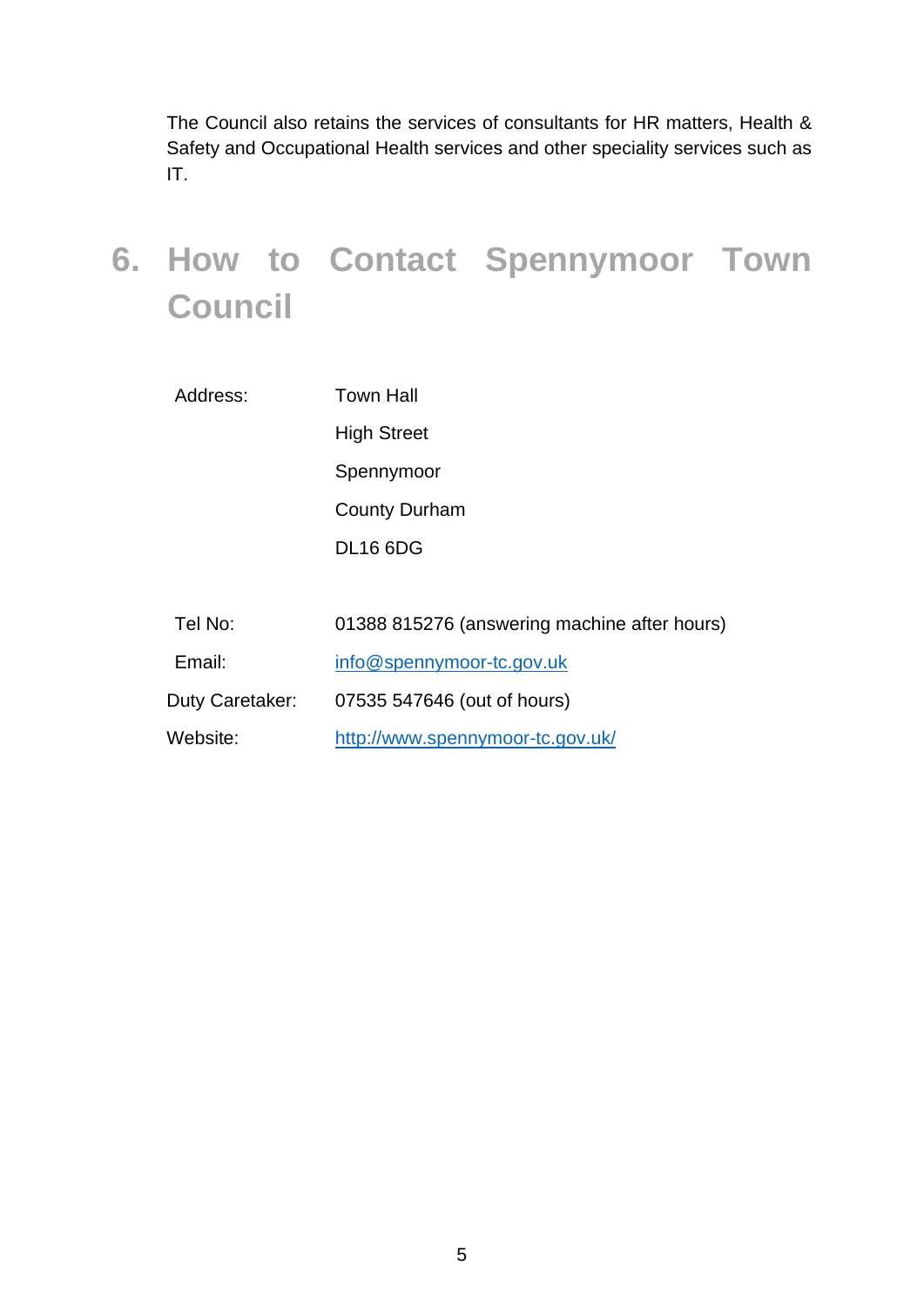The Council also retains the services of consultants for HR matters, Health & Safety and Occupational Health services and other speciality services such as IT.

# 6. How to Contact Spennymoor Town Council

| | |
|---|---|
| Address: | Town Hall<br>High Street<br>Spennymoor<br>County Durham<br>DL16 6DG |
| Tel No: | 01388 815276 (answering machine after hours) |
| Email: | info@spennymoor-tc.gov.uk |
| Duty Caretaker: | 07535 547646 (out of hours) |
| Website: | http://www.spennymoor-tc.gov.uk/ |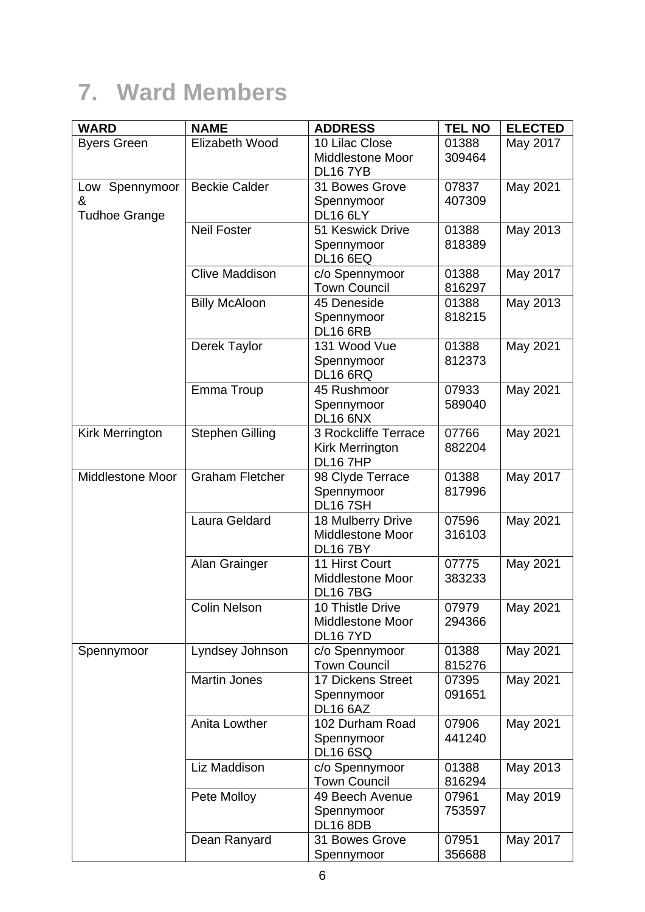# 7. Ward Members

| WARD | NAME | ADDRESS | TEL NO | ELECTED |
|---|---|---|---|---|
| Byers Green | Elizabeth Wood | 10 Lilac Close Middlestone Moor DL16 7YB | 01388 309464 | May 2017 |
| Low Spennymoor & Tudhoe Grange | Beckie Calder | 31 Bowes Grove Spennymoor DL16 6LY | 07837 407309 | May 2021 |
| | Neil Foster | 51 Keswick Drive Spennymoor DL16 6EQ | 01388 818389 | May 2013 |
| | Clive Maddison | c/o Spennymoor Town Council | 01388 816297 | May 2017 |
| | Billy McAloon | 45 Deneside Spennymoor DL16 6RB | 01388 818215 | May 2013 |
| | Derek Taylor | 131 Wood Vue Spennymoor DL16 6RQ | 01388 812373 | May 2021 |
| | Emma Troup | 45 Rushmoor Spennymoor DL16 6NX | 07933 589040 | May 2021 |
| Kirk Merrington | Stephen Gilling | 3 Rockcliffe Terrace Kirk Merrington DL16 7HP | 07766 882204 | May 2021 |
| Middlestone Moor | Graham Fletcher | 98 Clyde Terrace Spennymoor DL16 7SH | 01388 817996 | May 2017 |
| | Laura Geldard | 18 Mulberry Drive Middlestone Moor DL16 7BY | 07596 316103 | May 2021 |
| | Alan Grainger | 11 Hirst Court Middlestone Moor DL16 7BG | 07775 383233 | May 2021 |
| | Colin Nelson | 10 Thistle Drive Middlestone Moor DL16 7YD | 07979 294366 | May 2021 |
| Spennymoor | Lyndsey Johnson | c/o Spennymoor Town Council | 01388 815276 | May 2021 |
| | Martin Jones | 17 Dickens Street Spennymoor DL16 6AZ | 07395 091651 | May 2021 |
| | Anita Lowther | 102 Durham Road Spennymoor DL16 6SQ | 07906 441240 | May 2021 |
| | Liz Maddison | c/o Spennymoor Town Council | 01388 816294 | May 2013 |
| | Pete Molloy | 49 Beech Avenue Spennymoor DL16 8DB | 07961 753597 | May 2019 |
| | Dean Ranyard | 31 Bowes Grove Spennymoor | 07951 356688 | May 2017 |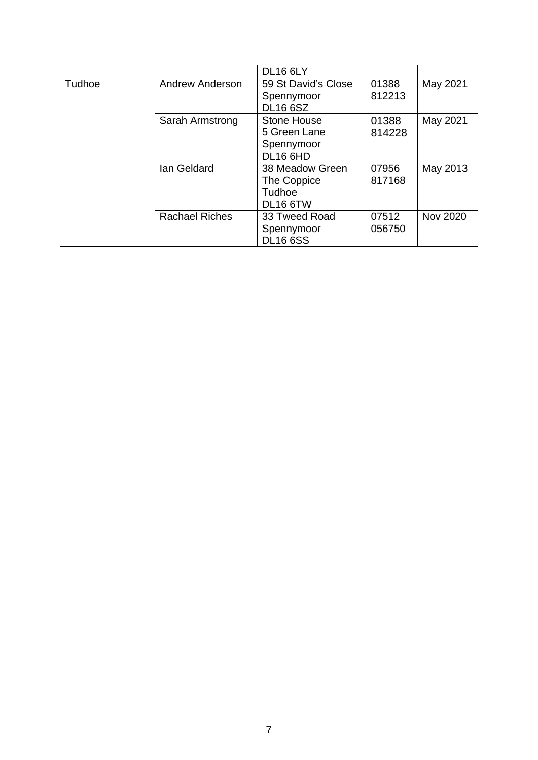| | | | | |
|---|---|---|---|---|
| | | DL16 6LY | | |
| Tudhoe | Andrew Anderson | 59 St David's Close<br>Spennymoor<br>DL16 6SZ | 01388<br>812213 | May 2021 |
| | Sarah Armstrong | Stone House<br>5 Green Lane<br>Spennymoor<br>DL16 6HD | 01388<br>814228 | May 2021 |
| | Ian Geldard | 38 Meadow Green<br>The Coppice<br>Tudhoe<br>DL16 6TW | 07956<br>817168 | May 2013 |
| | Rachael Riches | 33 Tweed Road<br>Spennymoor<br>DL16 6SS | 07512<br>056750 | Nov 2020 |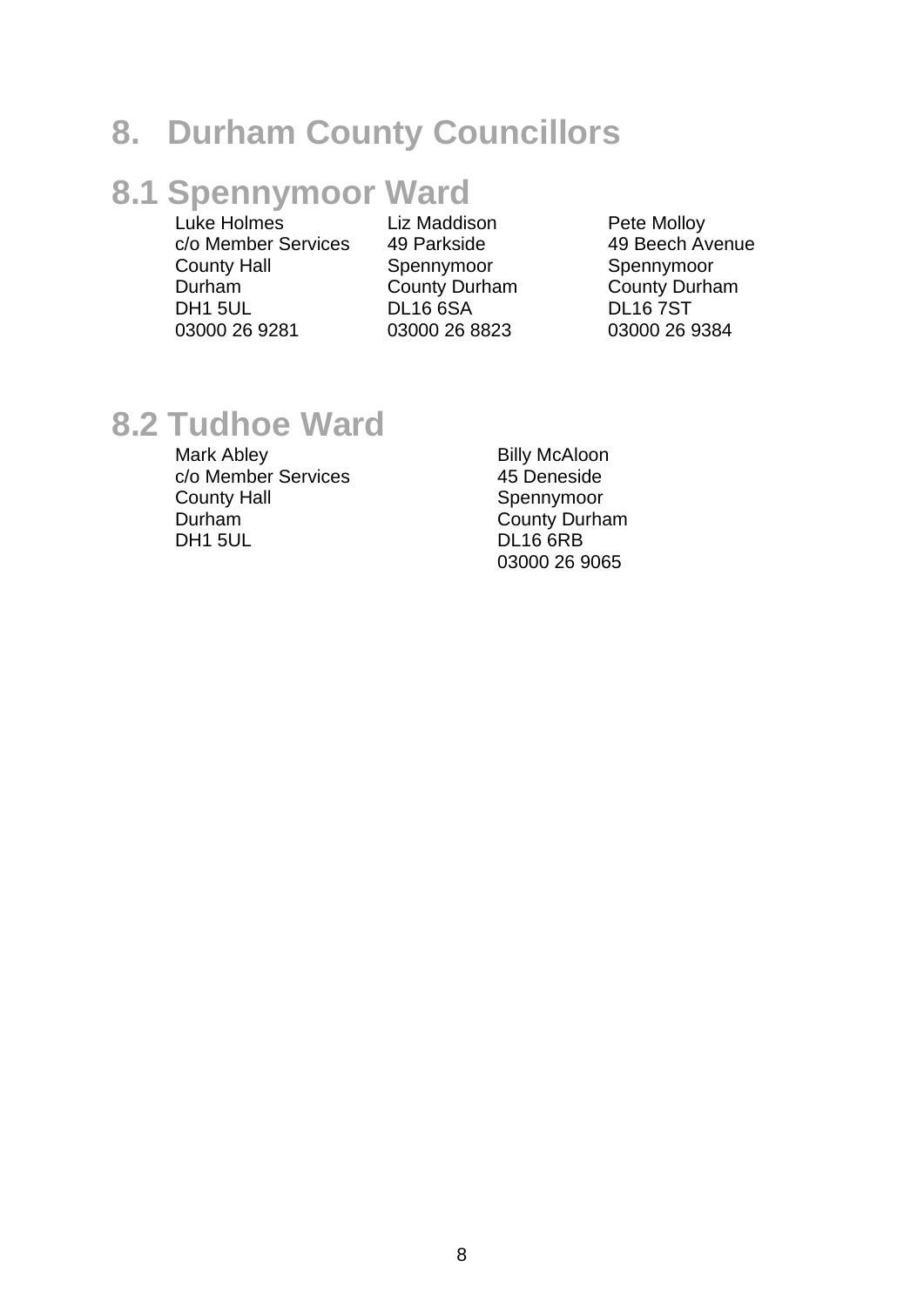# 8. Durham County Councillors

## 8.1 Spennymoor Ward

Luke Holmes
c/o Member Services
County Hall
Durham
DH1 5UL
03000 26 9281

Liz Maddison
49 Parkside
Spennymoor
County Durham
DL16 6SA
03000 26 8823

Pete Molloy
49 Beech Avenue
Spennymoor
County Durham
DL16 7ST
03000 26 9384

## 8.2 Tudhoe Ward

Mark Abley
c/o Member Services
County Hall
Durham
DH1 5UL

Billy McAloon
45 Deneside
Spennymoor
County Durham
DL16 6RB
03000 26 9065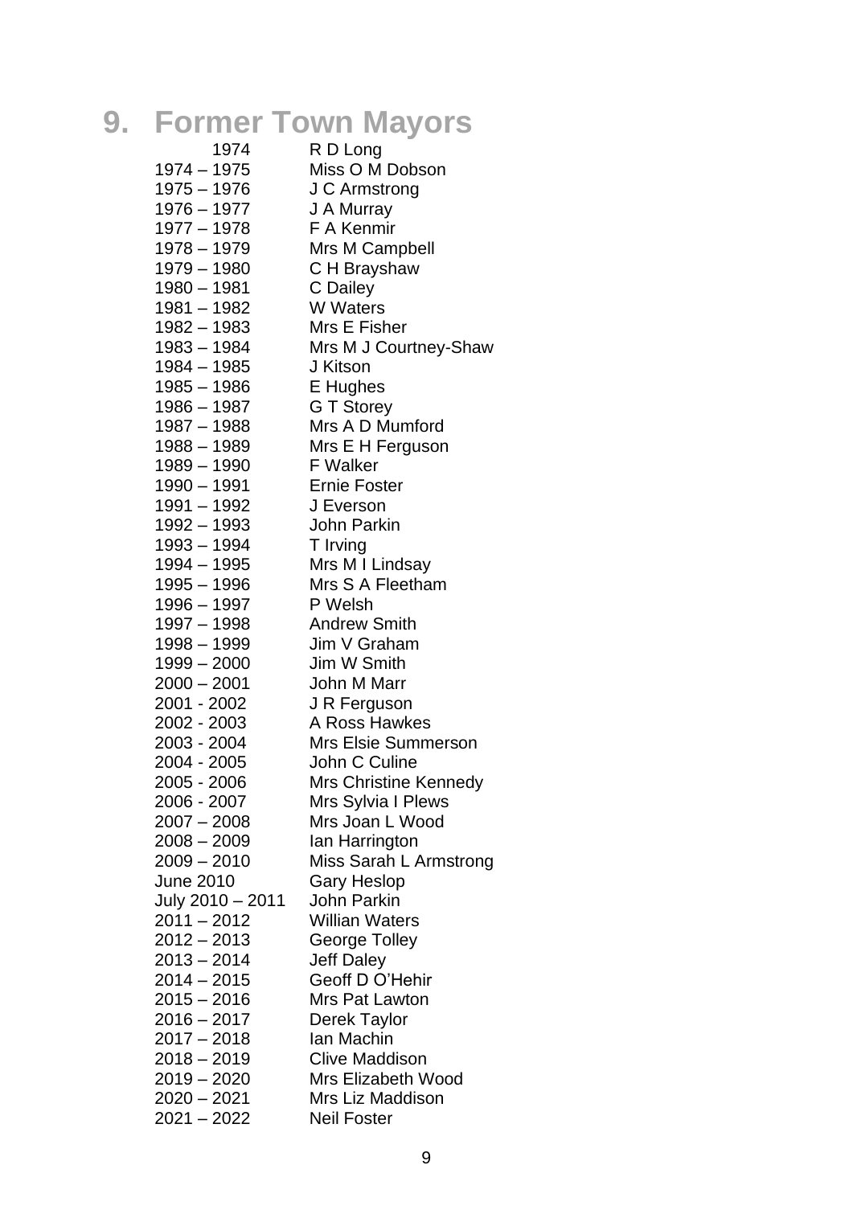# 9. Former Town Mayors

| | |
|---|---|
| 1974 | R D Long |
| 1974 – 1975 | Miss O M Dobson |
| 1975 – 1976 | J C Armstrong |
| 1976 – 1977 | J A Murray |
| 1977 – 1978 | F A Kenmir |
| 1978 – 1979 | Mrs M Campbell |
| 1979 – 1980 | C H Brayshaw |
| 1980 – 1981 | C Dailey |
| 1981 – 1982 | W Waters |
| 1982 – 1983 | Mrs E Fisher |
| 1983 – 1984 | Mrs M J Courtney-Shaw |
| 1984 – 1985 | J Kitson |
| 1985 – 1986 | E Hughes |
| 1986 – 1987 | G T Storey |
| 1987 – 1988 | Mrs A D Mumford |
| 1988 – 1989 | Mrs E H Ferguson |
| 1989 – 1990 | F Walker |
| 1990 – 1991 | Ernie Foster |
| 1991 – 1992 | J Everson |
| 1992 – 1993 | John Parkin |
| 1993 – 1994 | T Irving |
| 1994 – 1995 | Mrs M I Lindsay |
| 1995 – 1996 | Mrs S A Fleetham |
| 1996 – 1997 | P Welsh |
| 1997 – 1998 | Andrew Smith |
| 1998 – 1999 | Jim V Graham |
| 1999 – 2000 | Jim W Smith |
| 2000 – 2001 | John M Marr |
| 2001 - 2002 | J R Ferguson |
| 2002 - 2003 | A Ross Hawkes |
| 2003 - 2004 | Mrs Elsie Summerson |
| 2004 - 2005 | John C Culine |
| 2005 - 2006 | Mrs Christine Kennedy |
| 2006 - 2007 | Mrs Sylvia I Plews |
| 2007 – 2008 | Mrs Joan L Wood |
| 2008 – 2009 | Ian Harrington |
| 2009 – 2010 | Miss Sarah L Armstrong |
| June 2010 | Gary Heslop |
| July 2010 – 2011 | John Parkin |
| 2011 – 2012 | Willian Waters |
| 2012 – 2013 | George Tolley |
| 2013 – 2014 | Jeff Daley |
| 2014 – 2015 | Geoff D O'Hehir |
| 2015 – 2016 | Mrs Pat Lawton |
| 2016 – 2017 | Derek Taylor |
| 2017 – 2018 | Ian Machin |
| 2018 – 2019 | Clive Maddison |
| 2019 – 2020 | Mrs Elizabeth Wood |
| 2020 – 2021 | Mrs Liz Maddison |
| 2021 – 2022 | Neil Foster |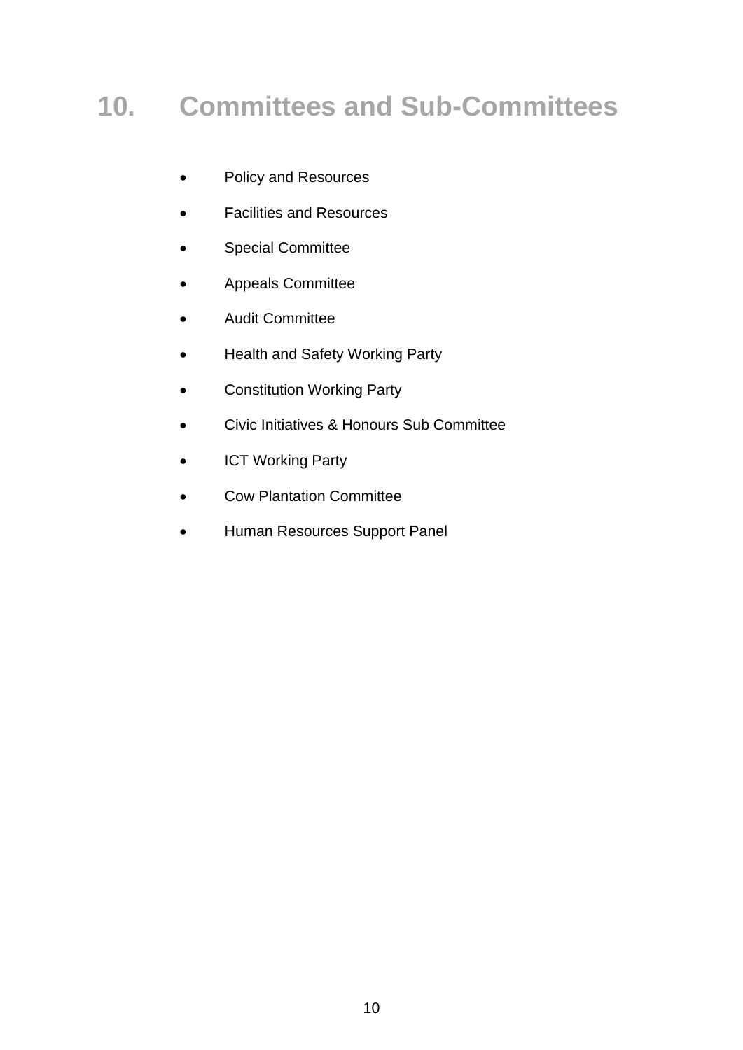# 10. Committees and Sub-Committees

- Policy and Resources
- Facilities and Resources
- Special Committee
- Appeals Committee
- Audit Committee
- Health and Safety Working Party
- Constitution Working Party
- Civic Initiatives & Honours Sub Committee
- ICT Working Party
- Cow Plantation Committee
- Human Resources Support Panel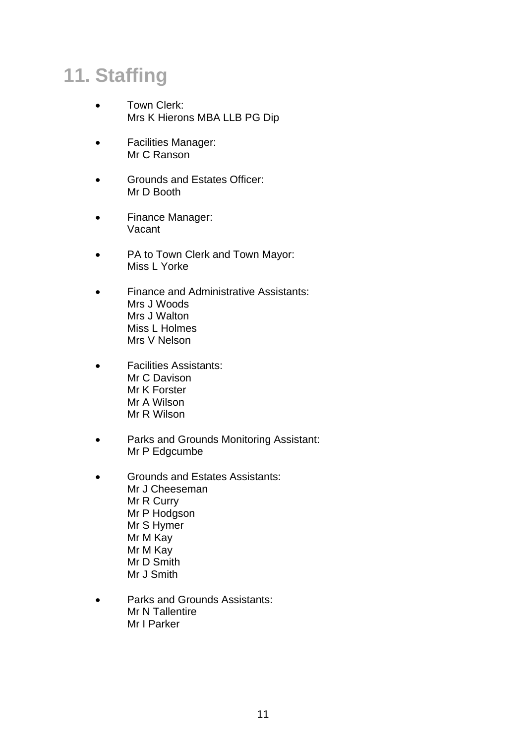# 11. Staffing

- Town Clerk:
  Mrs K Hierons MBA LLB PG Dip

- Facilities Manager:
  Mr C Ranson

- Grounds and Estates Officer:
  Mr D Booth

- Finance Manager:
  Vacant

- PA to Town Clerk and Town Mayor:
  Miss L Yorke

- Finance and Administrative Assistants:
  Mrs J Woods
  Mrs J Walton
  Miss L Holmes
  Mrs V Nelson

- Facilities Assistants:
  Mr C Davison
  Mr K Forster
  Mr A Wilson
  Mr R Wilson

- Parks and Grounds Monitoring Assistant:
  Mr P Edgcumbe

- Grounds and Estates Assistants:
  Mr J Cheeseman
  Mr R Curry
  Mr P Hodgson
  Mr S Hymer
  Mr M Kay
  Mr M Kay
  Mr D Smith
  Mr J Smith

- Parks and Grounds Assistants:
  Mr N Tallentire
  Mr I Parker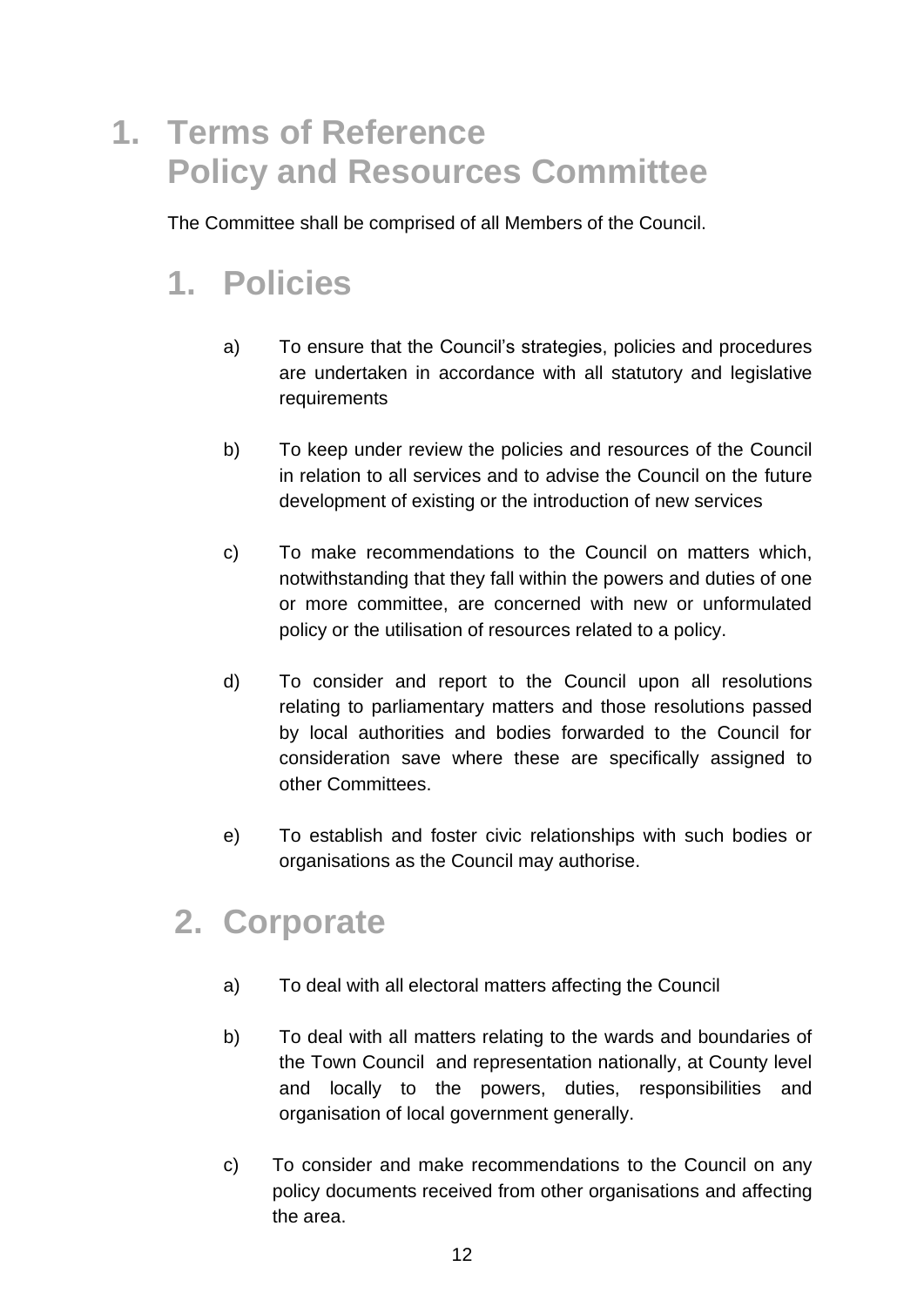# 1. Terms of Reference Policy and Resources Committee

The Committee shall be comprised of all Members of the Council.

## 1. Policies

a) To ensure that the Council's strategies, policies and procedures are undertaken in accordance with all statutory and legislative requirements

b) To keep under review the policies and resources of the Council in relation to all services and to advise the Council on the future development of existing or the introduction of new services

c) To make recommendations to the Council on matters which, notwithstanding that they fall within the powers and duties of one or more committee, are concerned with new or unformulated policy or the utilisation of resources related to a policy.

d) To consider and report to the Council upon all resolutions relating to parliamentary matters and those resolutions passed by local authorities and bodies forwarded to the Council for consideration save where these are specifically assigned to other Committees.

e) To establish and foster civic relationships with such bodies or organisations as the Council may authorise.

## 2. Corporate

a) To deal with all electoral matters affecting the Council

b) To deal with all matters relating to the wards and boundaries of the Town Council and representation nationally, at County level and locally to the powers, duties, responsibilities and organisation of local government generally.

c) To consider and make recommendations to the Council on any policy documents received from other organisations and affecting the area.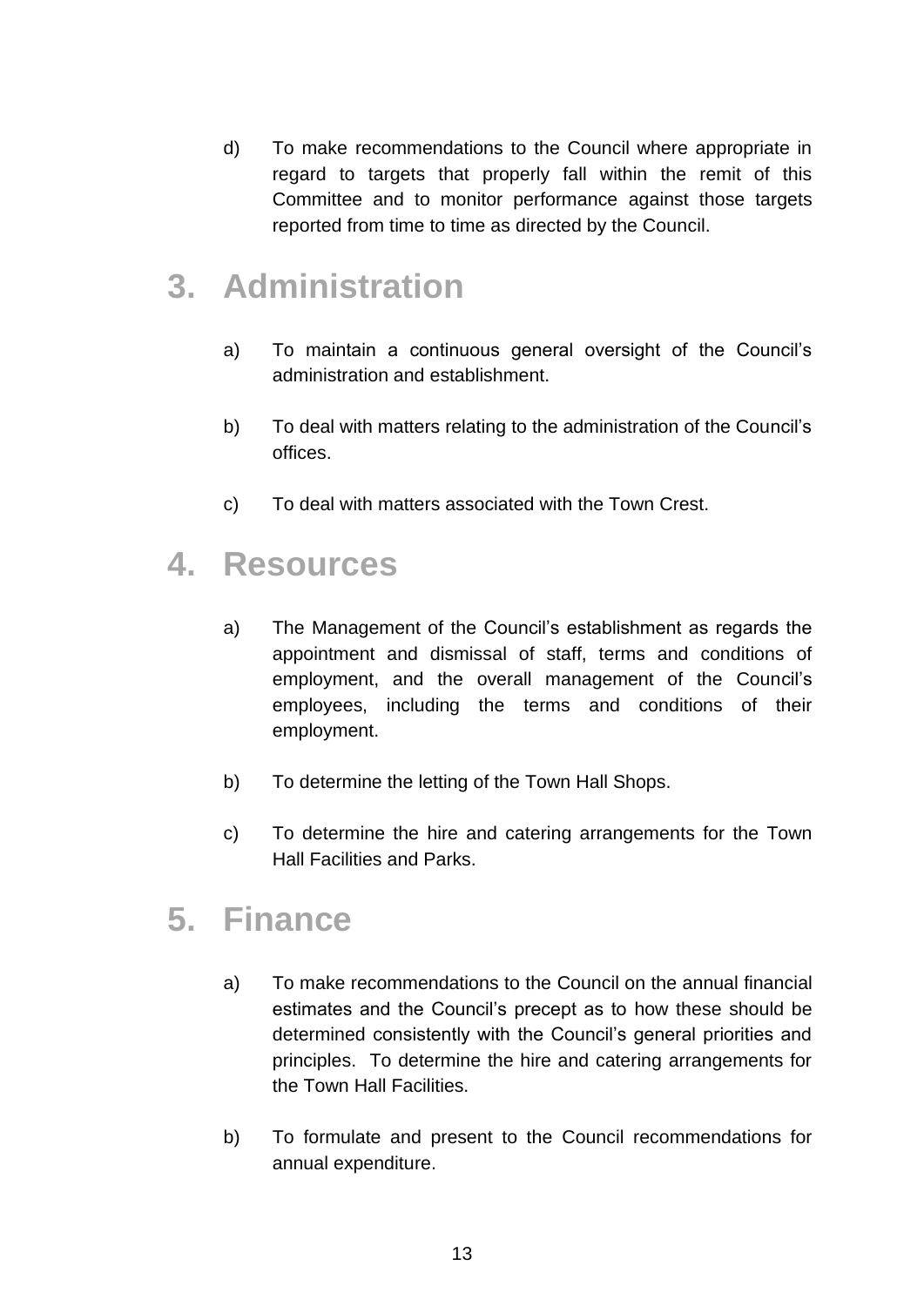d) To make recommendations to the Council where appropriate in regard to targets that properly fall within the remit of this Committee and to monitor performance against those targets reported from time to time as directed by the Council.

## 3. Administration

a) To maintain a continuous general oversight of the Council's administration and establishment.

b) To deal with matters relating to the administration of the Council's offices.

c) To deal with matters associated with the Town Crest.

## 4. Resources

a) The Management of the Council's establishment as regards the appointment and dismissal of staff, terms and conditions of employment, and the overall management of the Council's employees, including the terms and conditions of their employment.

b) To determine the letting of the Town Hall Shops.

c) To determine the hire and catering arrangements for the Town Hall Facilities and Parks.

## 5. Finance

a) To make recommendations to the Council on the annual financial estimates and the Council's precept as to how these should be determined consistently with the Council's general priorities and principles. To determine the hire and catering arrangements for the Town Hall Facilities.

b) To formulate and present to the Council recommendations for annual expenditure.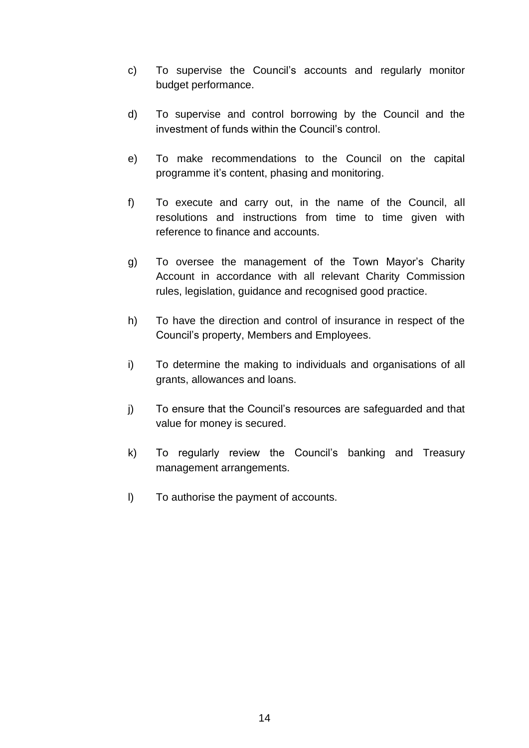c) To supervise the Council's accounts and regularly monitor budget performance.

d) To supervise and control borrowing by the Council and the investment of funds within the Council's control.

e) To make recommendations to the Council on the capital programme it's content, phasing and monitoring.

f) To execute and carry out, in the name of the Council, all resolutions and instructions from time to time given with reference to finance and accounts.

g) To oversee the management of the Town Mayor's Charity Account in accordance with all relevant Charity Commission rules, legislation, guidance and recognised good practice.

h) To have the direction and control of insurance in respect of the Council's property, Members and Employees.

i) To determine the making to individuals and organisations of all grants, allowances and loans.

j) To ensure that the Council's resources are safeguarded and that value for money is secured.

k) To regularly review the Council's banking and Treasury management arrangements.

l) To authorise the payment of accounts.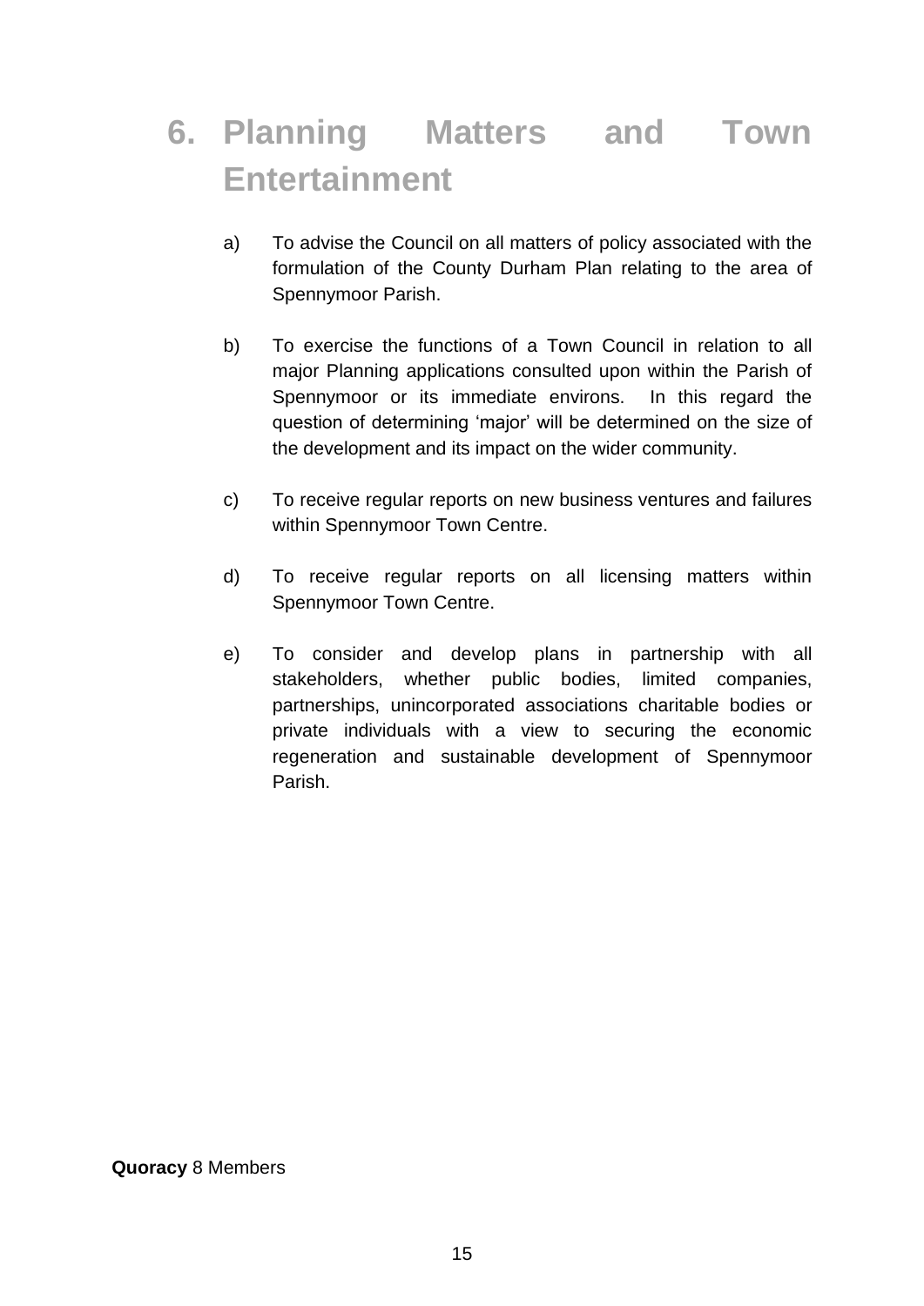# 6. Planning Matters and Town Entertainment

a) To advise the Council on all matters of policy associated with the formulation of the County Durham Plan relating to the area of Spennymoor Parish.

b) To exercise the functions of a Town Council in relation to all major Planning applications consulted upon within the Parish of Spennymoor or its immediate environs. In this regard the question of determining 'major' will be determined on the size of the development and its impact on the wider community.

c) To receive regular reports on new business ventures and failures within Spennymoor Town Centre.

d) To receive regular reports on all licensing matters within Spennymoor Town Centre.

e) To consider and develop plans in partnership with all stakeholders, whether public bodies, limited companies, partnerships, unincorporated associations charitable bodies or private individuals with a view to securing the economic regeneration and sustainable development of Spennymoor Parish.

**Quoracy** 8 Members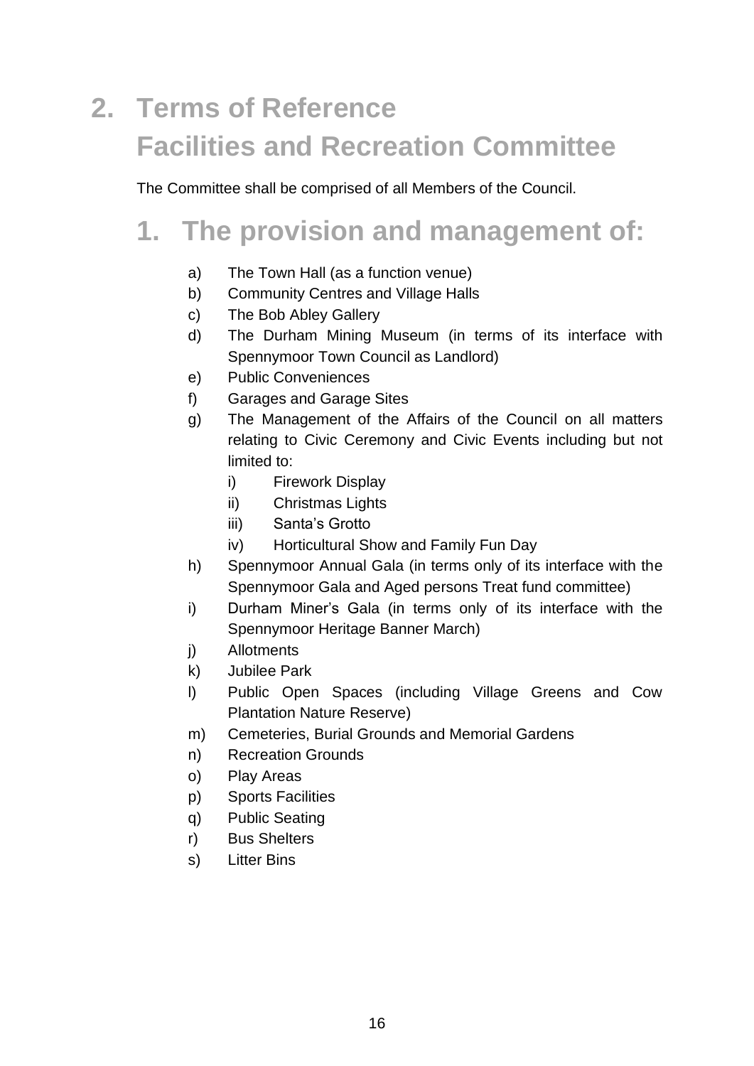# 2. Terms of Reference Facilities and Recreation Committee

The Committee shall be comprised of all Members of the Council.

## 1. The provision and management of:

a) The Town Hall (as a function venue)

b) Community Centres and Village Halls

c) The Bob Abley Gallery

d) The Durham Mining Museum (in terms of its interface with Spennymoor Town Council as Landlord)

e) Public Conveniences

f) Garages and Garage Sites

g) The Management of the Affairs of the Council on all matters relating to Civic Ceremony and Civic Events including but not limited to:

   i) Firework Display

   ii) Christmas Lights

   iii) Santa's Grotto

   iv) Horticultural Show and Family Fun Day

h) Spennymoor Annual Gala (in terms only of its interface with the Spennymoor Gala and Aged persons Treat fund committee)

i) Durham Miner's Gala (in terms only of its interface with the Spennymoor Heritage Banner March)

j) Allotments

k) Jubilee Park

l) Public Open Spaces (including Village Greens and Cow Plantation Nature Reserve)

m) Cemeteries, Burial Grounds and Memorial Gardens

n) Recreation Grounds

o) Play Areas

p) Sports Facilities

q) Public Seating

r) Bus Shelters

s) Litter Bins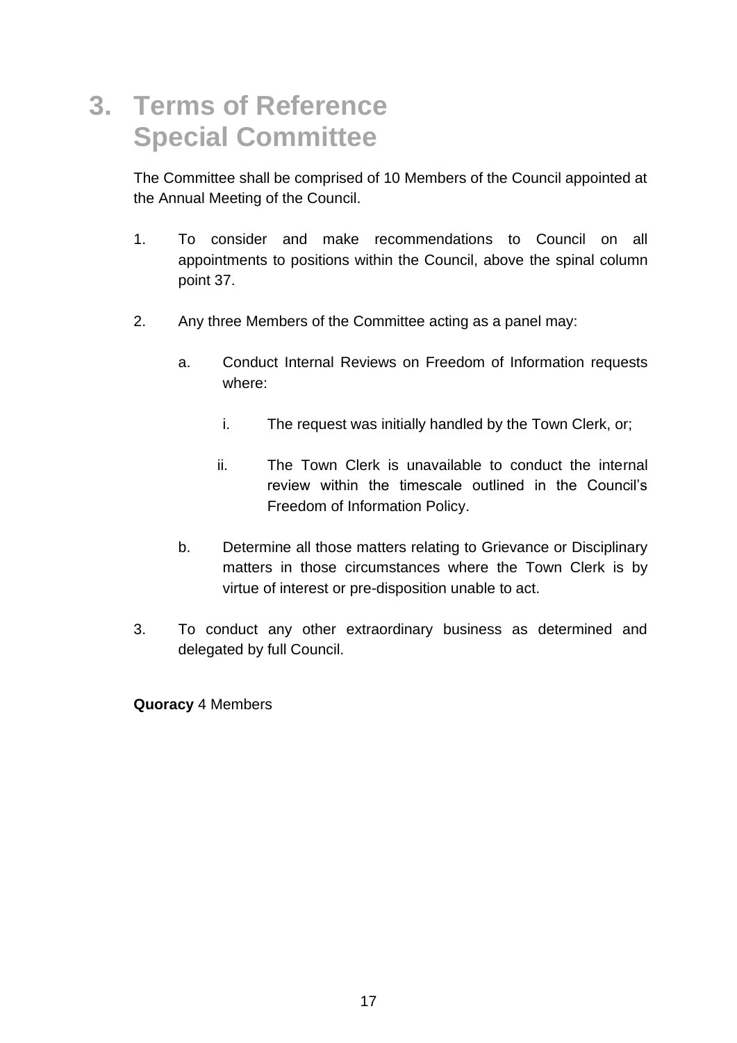# 3. Terms of Reference Special Committee

The Committee shall be comprised of 10 Members of the Council appointed at the Annual Meeting of the Council.

1. To consider and make recommendations to Council on all appointments to positions within the Council, above the spinal column point 37.

2. Any three Members of the Committee acting as a panel may:

   a. Conduct Internal Reviews on Freedom of Information requests where:

      i. The request was initially handled by the Town Clerk, or;

      ii. The Town Clerk is unavailable to conduct the internal review within the timescale outlined in the Council's Freedom of Information Policy.

   b. Determine all those matters relating to Grievance or Disciplinary matters in those circumstances where the Town Clerk is by virtue of interest or pre-disposition unable to act.

3. To conduct any other extraordinary business as determined and delegated by full Council.

**Quoracy** 4 Members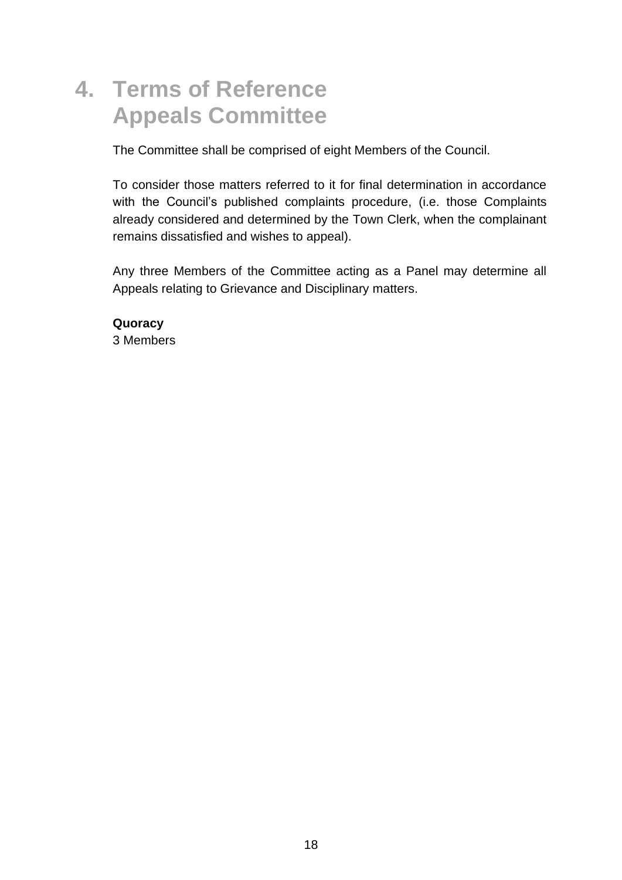# 4. Terms of Reference Appeals Committee

The Committee shall be comprised of eight Members of the Council.

To consider those matters referred to it for final determination in accordance with the Council's published complaints procedure, (i.e. those Complaints already considered and determined by the Town Clerk, when the complainant remains dissatisfied and wishes to appeal).

Any three Members of the Committee acting as a Panel may determine all Appeals relating to Grievance and Disciplinary matters.

**Quoracy**
3 Members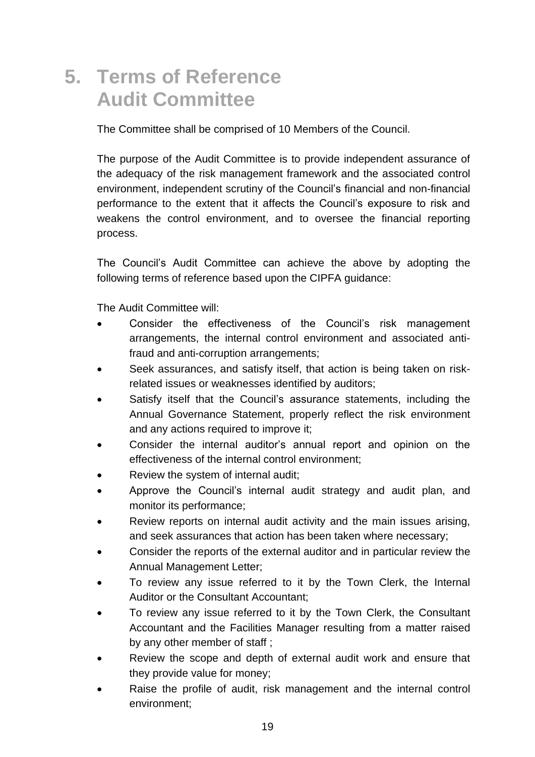# 5. Terms of Reference Audit Committee

The Committee shall be comprised of 10 Members of the Council.

The purpose of the Audit Committee is to provide independent assurance of the adequacy of the risk management framework and the associated control environment, independent scrutiny of the Council's financial and non-financial performance to the extent that it affects the Council's exposure to risk and weakens the control environment, and to oversee the financial reporting process.

The Council's Audit Committee can achieve the above by adopting the following terms of reference based upon the CIPFA guidance:

The Audit Committee will:

- Consider the effectiveness of the Council's risk management arrangements, the internal control environment and associated anti-fraud and anti-corruption arrangements;
- Seek assurances, and satisfy itself, that action is being taken on risk-related issues or weaknesses identified by auditors;
- Satisfy itself that the Council's assurance statements, including the Annual Governance Statement, properly reflect the risk environment and any actions required to improve it;
- Consider the internal auditor's annual report and opinion on the effectiveness of the internal control environment;
- Review the system of internal audit;
- Approve the Council's internal audit strategy and audit plan, and monitor its performance;
- Review reports on internal audit activity and the main issues arising, and seek assurances that action has been taken where necessary;
- Consider the reports of the external auditor and in particular review the Annual Management Letter;
- To review any issue referred to it by the Town Clerk, the Internal Auditor or the Consultant Accountant;
- To review any issue referred to it by the Town Clerk, the Consultant Accountant and the Facilities Manager resulting from a matter raised by any other member of staff ;
- Review the scope and depth of external audit work and ensure that they provide value for money;
- Raise the profile of audit, risk management and the internal control environment;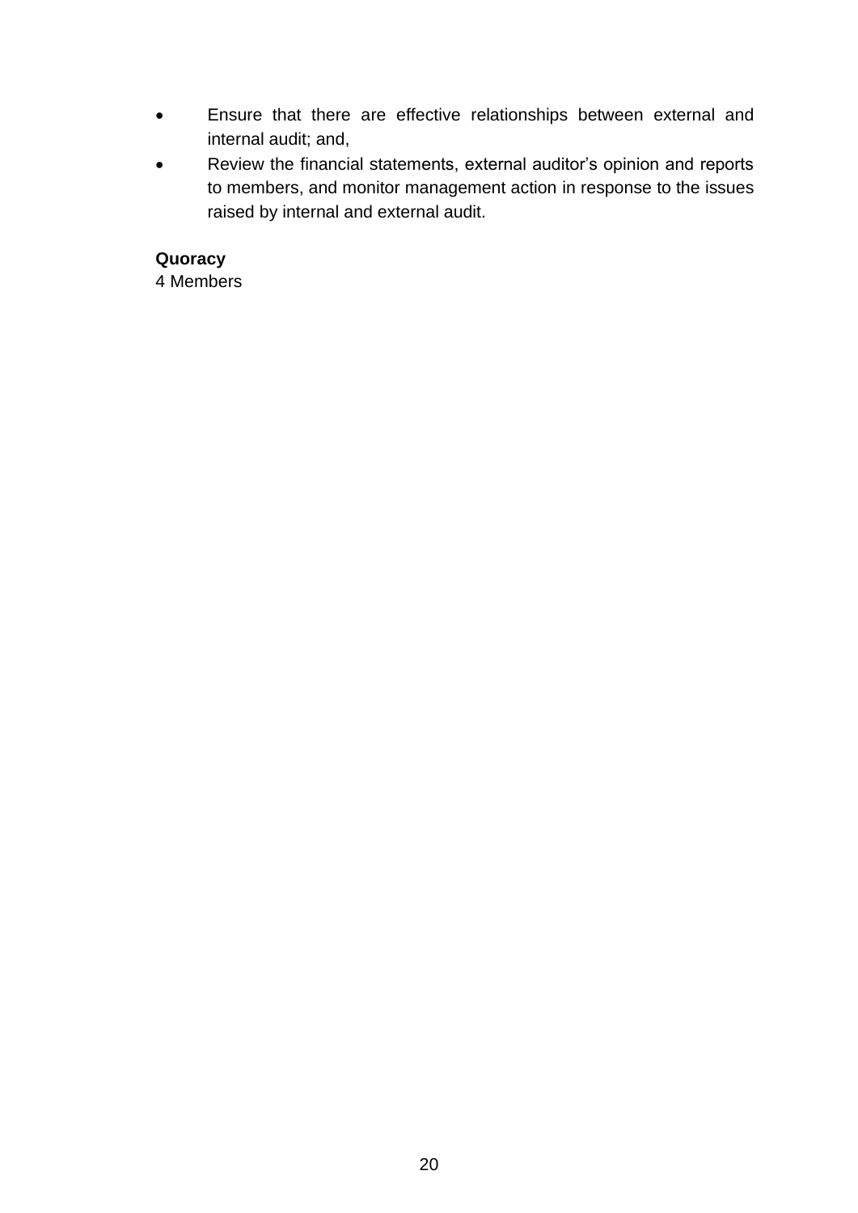- Ensure that there are effective relationships between external and internal audit; and,
- Review the financial statements, external auditor's opinion and reports to members, and monitor management action in response to the issues raised by internal and external audit.

**Quoracy**
4 Members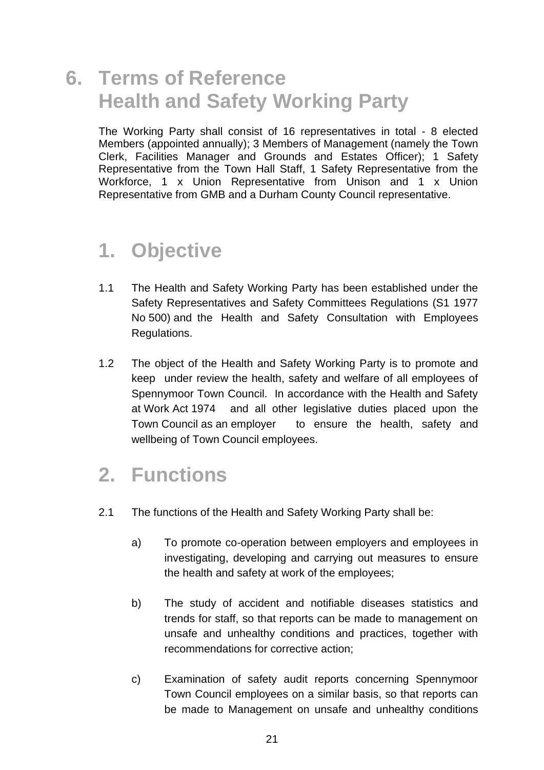# 6. Terms of Reference
# Health and Safety Working Party

The Working Party shall consist of 16 representatives in total - 8 elected Members (appointed annually); 3 Members of Management (namely the Town Clerk, Facilities Manager and Grounds and Estates Officer); 1 Safety Representative from the Town Hall Staff, 1 Safety Representative from the Workforce, 1 x Union Representative from Unison and 1 x Union Representative from GMB and a Durham County Council representative.

## 1. Objective

1.1 The Health and Safety Working Party has been established under the Safety Representatives and Safety Committees Regulations (S1 1977 No 500) and the Health and Safety Consultation with Employees Regulations.

1.2 The object of the Health and Safety Working Party is to promote and keep under review the health, safety and welfare of all employees of Spennymoor Town Council. In accordance with the Health and Safety at Work Act 1974 and all other legislative duties placed upon the Town Council as an employer to ensure the health, safety and wellbeing of Town Council employees.

## 2. Functions

2.1 The functions of the Health and Safety Working Party shall be:

a) To promote co-operation between employers and employees in investigating, developing and carrying out measures to ensure the health and safety at work of the employees;

b) The study of accident and notifiable diseases statistics and trends for staff, so that reports can be made to management on unsafe and unhealthy conditions and practices, together with recommendations for corrective action;

c) Examination of safety audit reports concerning Spennymoor Town Council employees on a similar basis, so that reports can be made to Management on unsafe and unhealthy conditions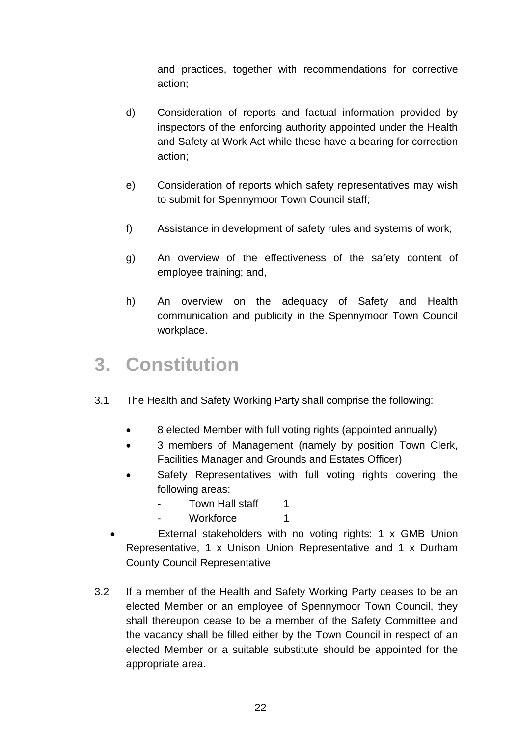and practices, together with recommendations for corrective action;

d) Consideration of reports and factual information provided by inspectors of the enforcing authority appointed under the Health and Safety at Work Act while these have a bearing for correction action;

e) Consideration of reports which safety representatives may wish to submit for Spennymoor Town Council staff;

f) Assistance in development of safety rules and systems of work;

g) An overview of the effectiveness of the safety content of employee training; and,

h) An overview on the adequacy of Safety and Health communication and publicity in the Spennymoor Town Council workplace.

# 3. Constitution

3.1 The Health and Safety Working Party shall comprise the following:

- 8 elected Member with full voting rights (appointed annually)
- 3 members of Management (namely by position Town Clerk, Facilities Manager and Grounds and Estates Officer)
- Safety Representatives with full voting rights covering the following areas:
  - Town Hall staff 1
  - Workforce 1
- External stakeholders with no voting rights: 1 x GMB Union Representative, 1 x Unison Union Representative and 1 x Durham County Council Representative

3.2 If a member of the Health and Safety Working Party ceases to be an elected Member or an employee of Spennymoor Town Council, they shall thereupon cease to be a member of the Safety Committee and the vacancy shall be filled either by the Town Council in respect of an elected Member or a suitable substitute should be appointed for the appropriate area.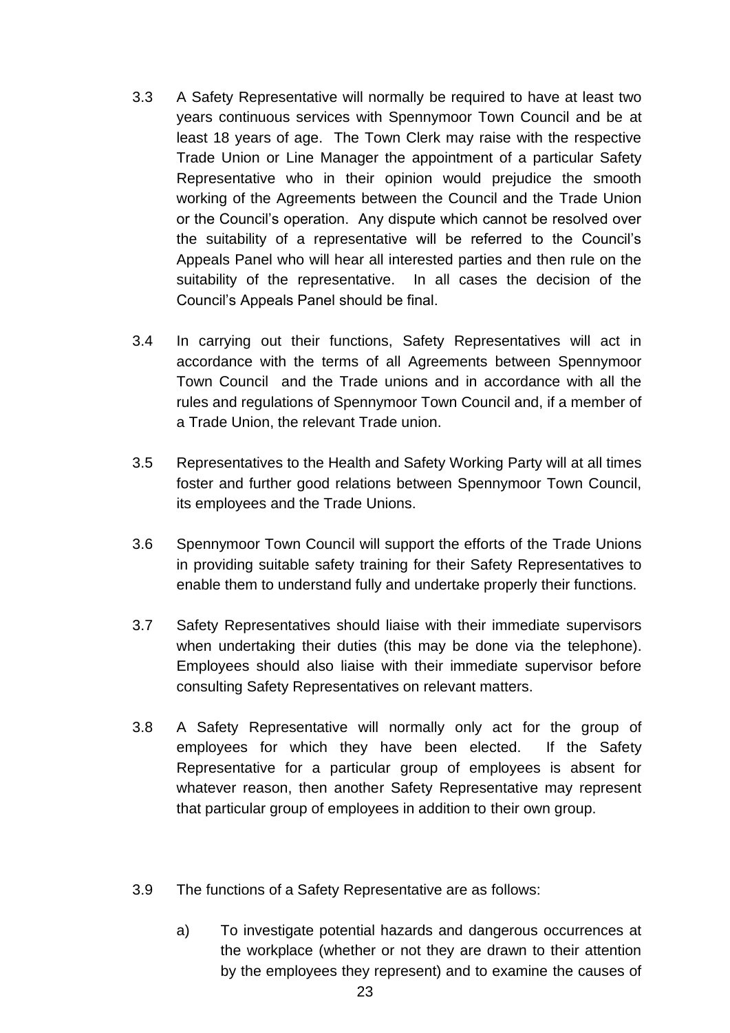3.3 A Safety Representative will normally be required to have at least two years continuous services with Spennymoor Town Council and be at least 18 years of age. The Town Clerk may raise with the respective Trade Union or Line Manager the appointment of a particular Safety Representative who in their opinion would prejudice the smooth working of the Agreements between the Council and the Trade Union or the Council's operation. Any dispute which cannot be resolved over the suitability of a representative will be referred to the Council's Appeals Panel who will hear all interested parties and then rule on the suitability of the representative. In all cases the decision of the Council's Appeals Panel should be final.

3.4 In carrying out their functions, Safety Representatives will act in accordance with the terms of all Agreements between Spennymoor Town Council and the Trade unions and in accordance with all the rules and regulations of Spennymoor Town Council and, if a member of a Trade Union, the relevant Trade union.

3.5 Representatives to the Health and Safety Working Party will at all times foster and further good relations between Spennymoor Town Council, its employees and the Trade Unions.

3.6 Spennymoor Town Council will support the efforts of the Trade Unions in providing suitable safety training for their Safety Representatives to enable them to understand fully and undertake properly their functions.

3.7 Safety Representatives should liaise with their immediate supervisors when undertaking their duties (this may be done via the telephone). Employees should also liaise with their immediate supervisor before consulting Safety Representatives on relevant matters.

3.8 A Safety Representative will normally only act for the group of employees for which they have been elected. If the Safety Representative for a particular group of employees is absent for whatever reason, then another Safety Representative may represent that particular group of employees in addition to their own group.

3.9 The functions of a Safety Representative are as follows:

a) To investigate potential hazards and dangerous occurrences at the workplace (whether or not they are drawn to their attention by the employees they represent) and to examine the causes of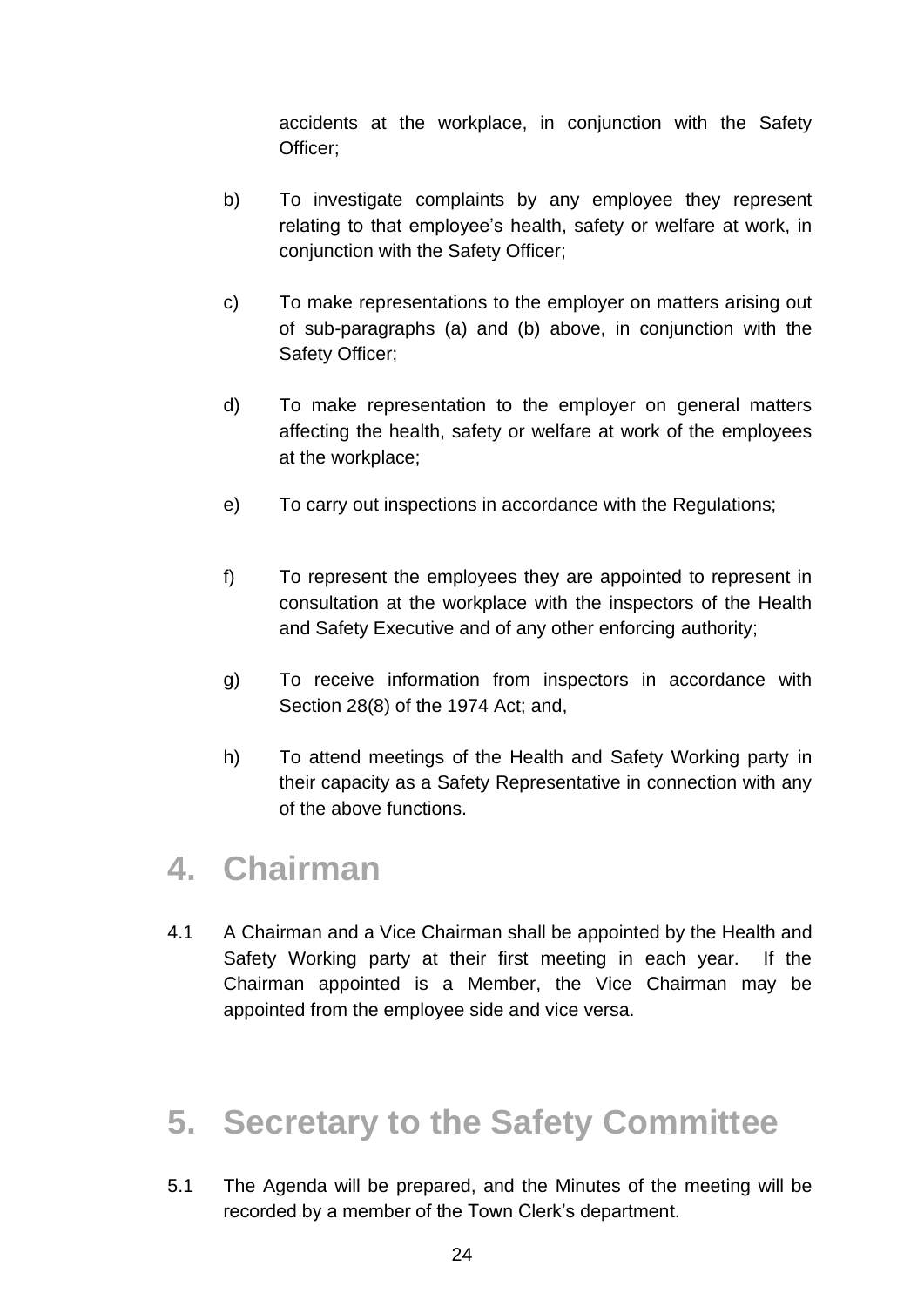accidents at the workplace, in conjunction with the Safety Officer;

b) To investigate complaints by any employee they represent relating to that employee's health, safety or welfare at work, in conjunction with the Safety Officer;

c) To make representations to the employer on matters arising out of sub-paragraphs (a) and (b) above, in conjunction with the Safety Officer;

d) To make representation to the employer on general matters affecting the health, safety or welfare at work of the employees at the workplace;

e) To carry out inspections in accordance with the Regulations;

f) To represent the employees they are appointed to represent in consultation at the workplace with the inspectors of the Health and Safety Executive and of any other enforcing authority;

g) To receive information from inspectors in accordance with Section 28(8) of the 1974 Act; and,

h) To attend meetings of the Health and Safety Working party in their capacity as a Safety Representative in connection with any of the above functions.

# 4. Chairman

4.1 A Chairman and a Vice Chairman shall be appointed by the Health and Safety Working party at their first meeting in each year. If the Chairman appointed is a Member, the Vice Chairman may be appointed from the employee side and vice versa.

# 5. Secretary to the Safety Committee

5.1 The Agenda will be prepared, and the Minutes of the meeting will be recorded by a member of the Town Clerk's department.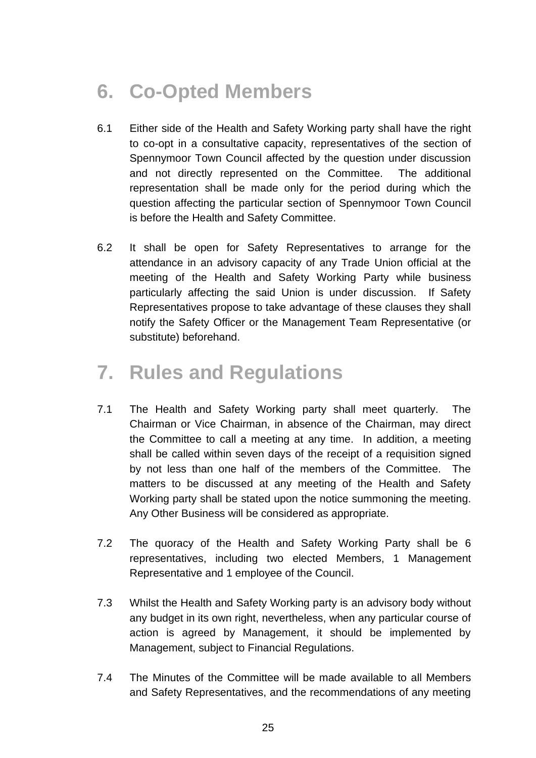# 6. Co-Opted Members

6.1 Either side of the Health and Safety Working party shall have the right to co-opt in a consultative capacity, representatives of the section of Spennymoor Town Council affected by the question under discussion and not directly represented on the Committee. The additional representation shall be made only for the period during which the question affecting the particular section of Spennymoor Town Council is before the Health and Safety Committee.

6.2 It shall be open for Safety Representatives to arrange for the attendance in an advisory capacity of any Trade Union official at the meeting of the Health and Safety Working Party while business particularly affecting the said Union is under discussion. If Safety Representatives propose to take advantage of these clauses they shall notify the Safety Officer or the Management Team Representative (or substitute) beforehand.

# 7. Rules and Regulations

7.1 The Health and Safety Working party shall meet quarterly. The Chairman or Vice Chairman, in absence of the Chairman, may direct the Committee to call a meeting at any time. In addition, a meeting shall be called within seven days of the receipt of a requisition signed by not less than one half of the members of the Committee. The matters to be discussed at any meeting of the Health and Safety Working party shall be stated upon the notice summoning the meeting. Any Other Business will be considered as appropriate.

7.2 The quoracy of the Health and Safety Working Party shall be 6 representatives, including two elected Members, 1 Management Representative and 1 employee of the Council.

7.3 Whilst the Health and Safety Working party is an advisory body without any budget in its own right, nevertheless, when any particular course of action is agreed by Management, it should be implemented by Management, subject to Financial Regulations.

7.4 The Minutes of the Committee will be made available to all Members and Safety Representatives, and the recommendations of any meeting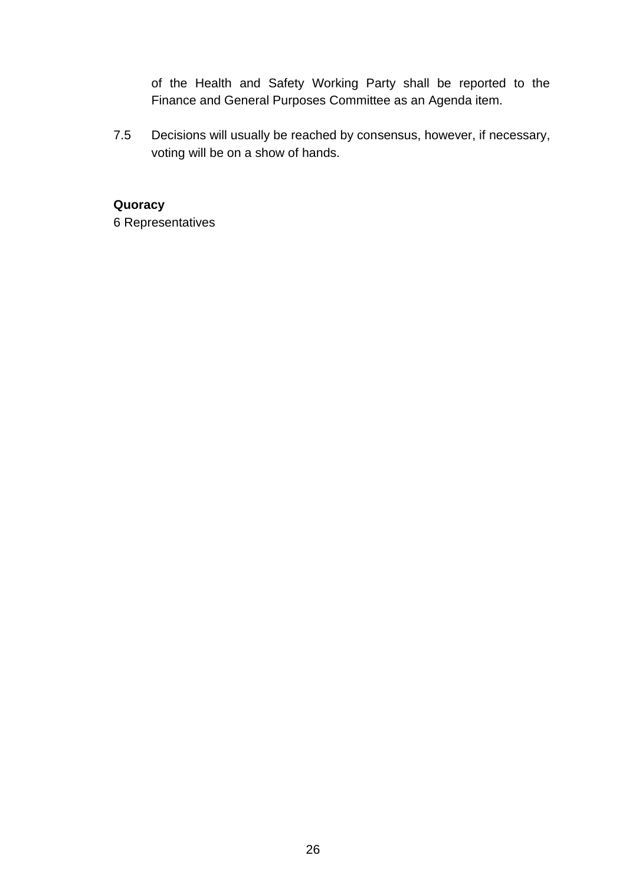of the Health and Safety Working Party shall be reported to the Finance and General Purposes Committee as an Agenda item.

7.5 Decisions will usually be reached by consensus, however, if necessary, voting will be on a show of hands.

**Quoracy**

6 Representatives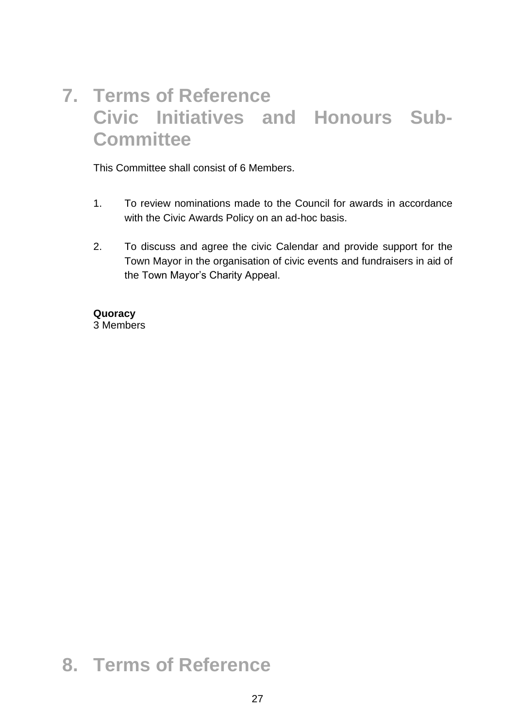# 7. Terms of Reference Civic Initiatives and Honours Sub-Committee

This Committee shall consist of 6 Members.

1. To review nominations made to the Council for awards in accordance with the Civic Awards Policy on an ad-hoc basis.

2. To discuss and agree the civic Calendar and provide support for the Town Mayor in the organisation of civic events and fundraisers in aid of the Town Mayor's Charity Appeal.

**Quoracy**
3 Members

# 8. Terms of Reference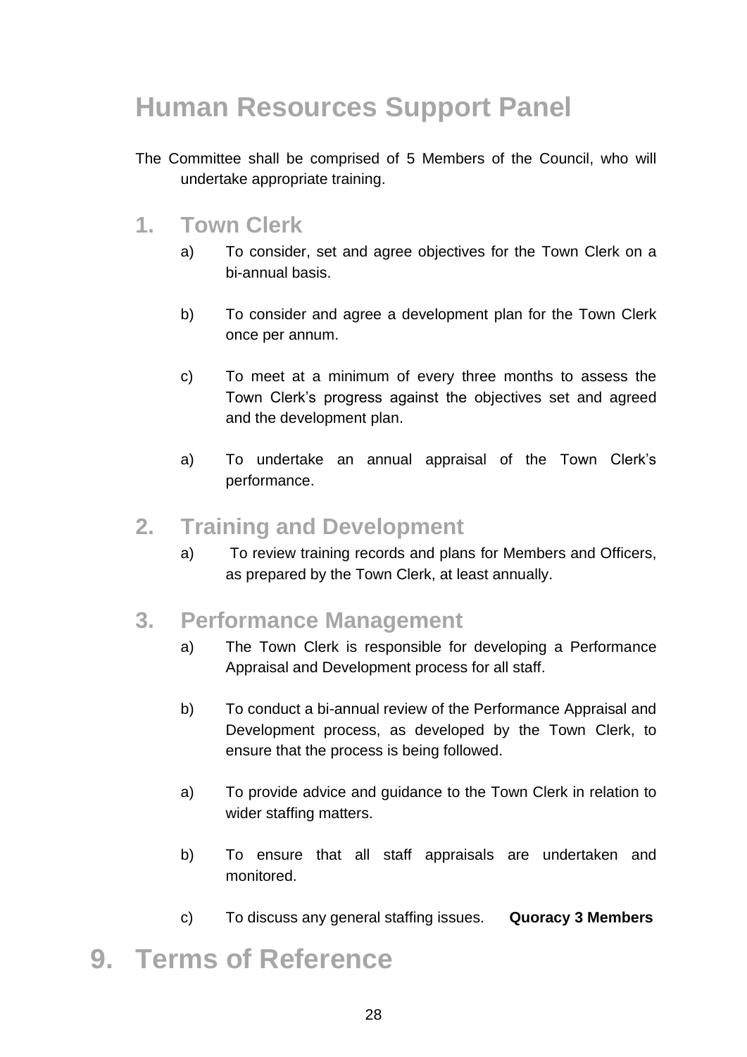# Human Resources Support Panel

The Committee shall be comprised of 5 Members of the Council, who will undertake appropriate training.

## 1. Town Clerk

a) To consider, set and agree objectives for the Town Clerk on a bi-annual basis.

b) To consider and agree a development plan for the Town Clerk once per annum.

c) To meet at a minimum of every three months to assess the Town Clerk's progress against the objectives set and agreed and the development plan.

a) To undertake an annual appraisal of the Town Clerk's performance.

## 2. Training and Development

a) To review training records and plans for Members and Officers, as prepared by the Town Clerk, at least annually.

## 3. Performance Management

a) The Town Clerk is responsible for developing a Performance Appraisal and Development process for all staff.

b) To conduct a bi-annual review of the Performance Appraisal and Development process, as developed by the Town Clerk, to ensure that the process is being followed.

a) To provide advice and guidance to the Town Clerk in relation to wider staffing matters.

b) To ensure that all staff appraisals are undertaken and monitored.

c) To discuss any general staffing issues. **Quoracy 3 Members**

# 9. Terms of Reference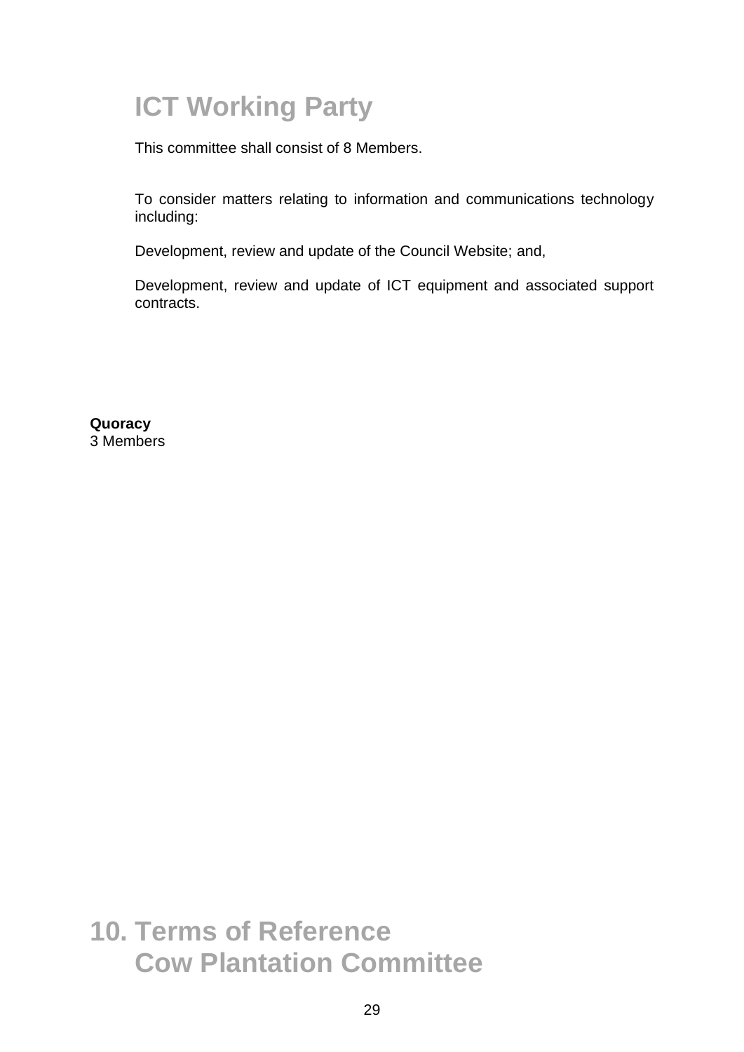# ICT Working Party

This committee shall consist of 8 Members.

To consider matters relating to information and communications technology including:

Development, review and update of the Council Website; and,

Development, review and update of ICT equipment and associated support contracts.

**Quoracy**
3 Members

# 10. Terms of Reference Cow Plantation Committee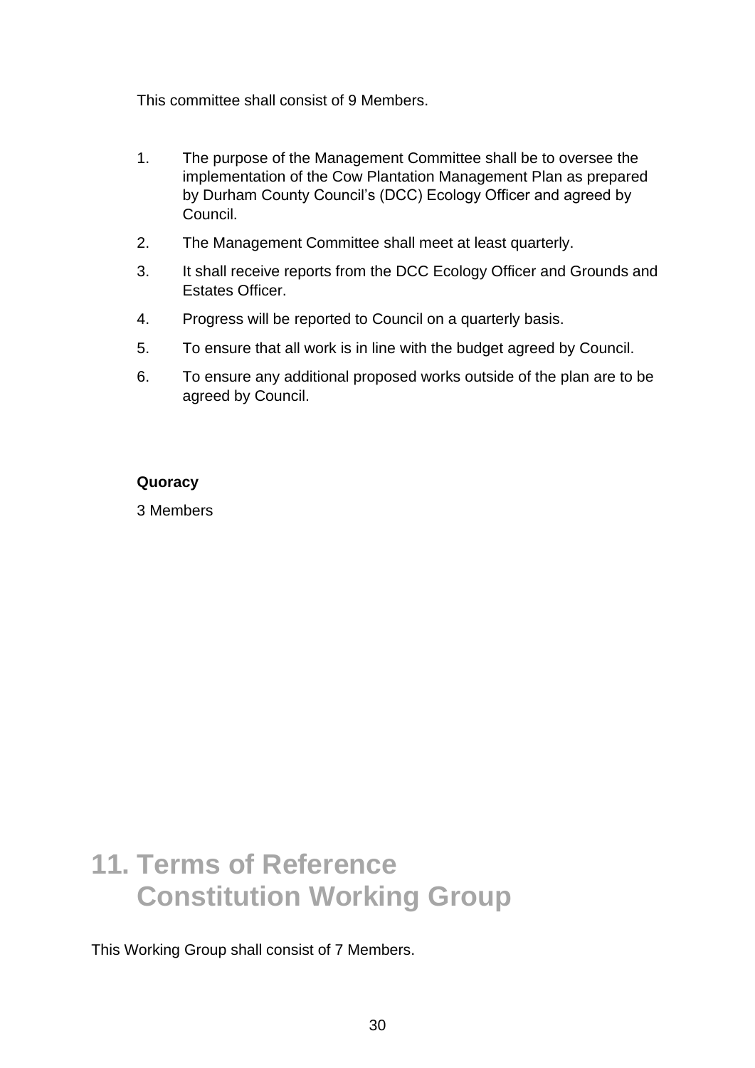This committee shall consist of 9 Members.

1. The purpose of the Management Committee shall be to oversee the implementation of the Cow Plantation Management Plan as prepared by Durham County Council's (DCC) Ecology Officer and agreed by Council.
2. The Management Committee shall meet at least quarterly.
3. It shall receive reports from the DCC Ecology Officer and Grounds and Estates Officer.
4. Progress will be reported to Council on a quarterly basis.
5. To ensure that all work is in line with the budget agreed by Council.
6. To ensure any additional proposed works outside of the plan are to be agreed by Council.

**Quoracy**

3 Members

# 11. Terms of Reference Constitution Working Group

This Working Group shall consist of 7 Members.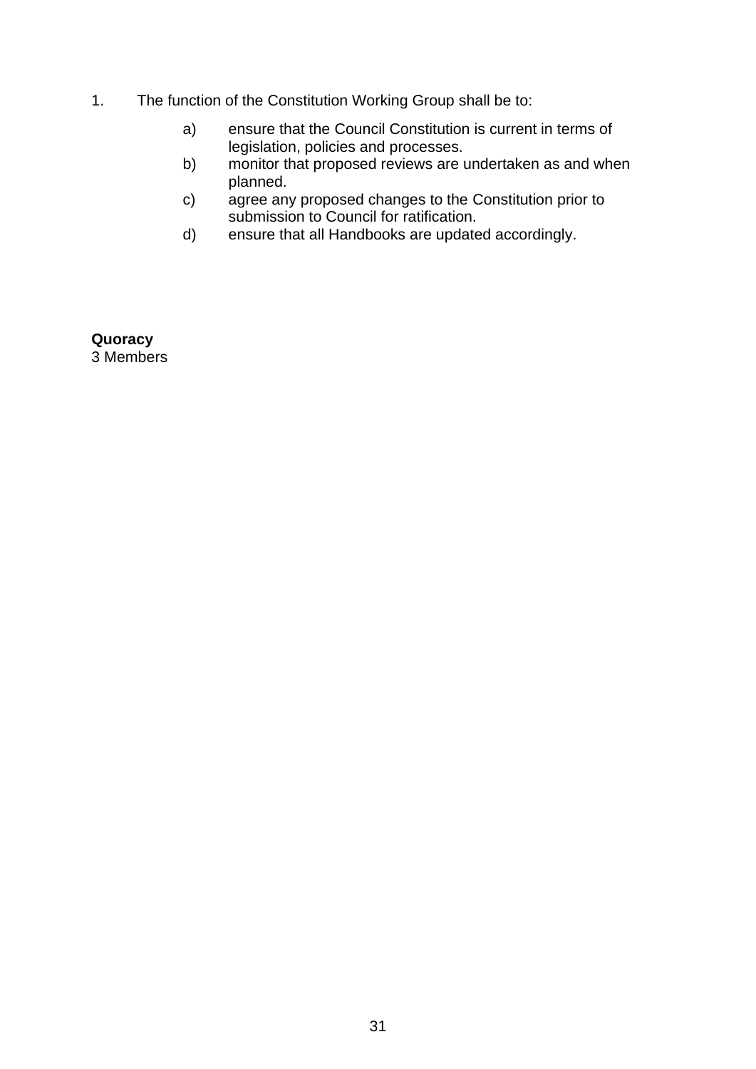1. The function of the Constitution Working Group shall be to:

    a) ensure that the Council Constitution is current in terms of legislation, policies and processes.
    b) monitor that proposed reviews are undertaken as and when planned.
    c) agree any proposed changes to the Constitution prior to submission to Council for ratification.
    d) ensure that all Handbooks are updated accordingly.

**Quoracy**
3 Members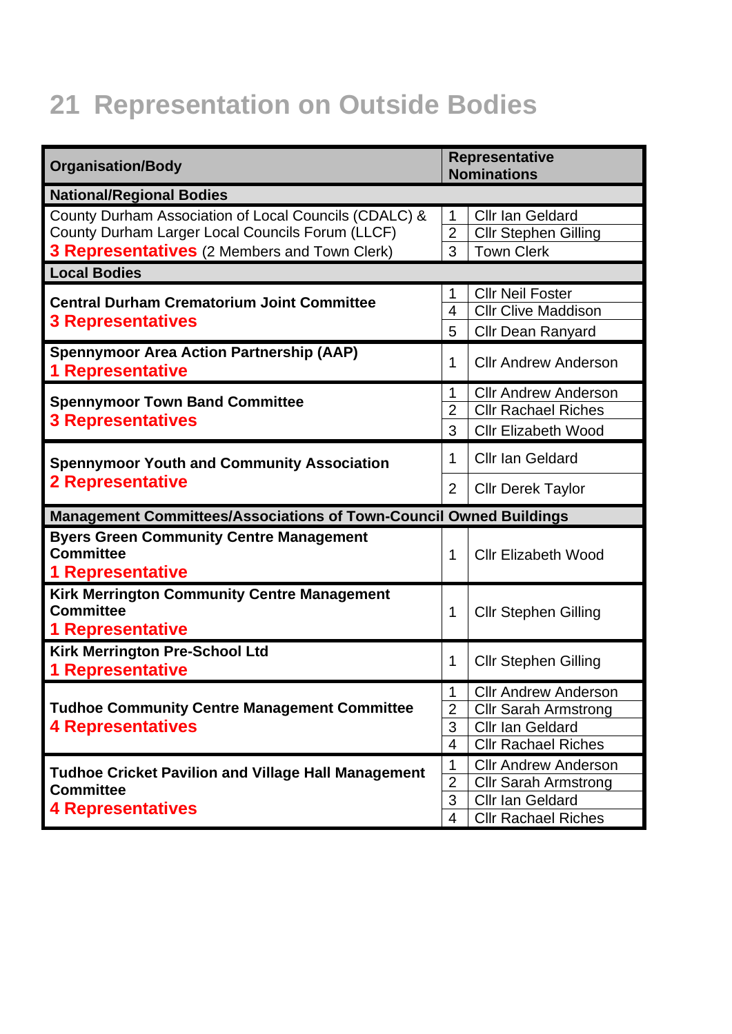# 21 Representation on Outside Bodies

| Organisation/Body | Representative Nominations | |
|---|---|---|
| **National/Regional Bodies** | | |
| County Durham Association of Local Councils (CDALC) & County Durham Larger Local Councils Forum (LLCF) **3 Representatives** (2 Members and Town Clerk) | 1 | Cllr Ian Geldard |
| | 2 | Cllr Stephen Gilling |
| | 3 | Town Clerk |
| **Local Bodies** | | |
| **Central Durham Crematorium Joint Committee** **3 Representatives** | 1 | Cllr Neil Foster |
| | 4 | Cllr Clive Maddison |
| | 5 | Cllr Dean Ranyard |
| **Spennymoor Area Action Partnership (AAP)** **1 Representative** | 1 | Cllr Andrew Anderson |
| **Spennymoor Town Band Committee** **3 Representatives** | 1 | Cllr Andrew Anderson |
| | 2 | Cllr Rachael Riches |
| | 3 | Cllr Elizabeth Wood |
| **Spennymoor Youth and Community Association** **2 Representative** | 1 | Cllr Ian Geldard |
| | 2 | Cllr Derek Taylor |
| **Management Committees/Associations of Town-Council Owned Buildings** | | |
| **Byers Green Community Centre Management Committee** **1 Representative** | 1 | Cllr Elizabeth Wood |
| **Kirk Merrington Community Centre Management Committee** **1 Representative** | 1 | Cllr Stephen Gilling |
| **Kirk Merrington Pre-School Ltd** **1 Representative** | 1 | Cllr Stephen Gilling |
| **Tudhoe Community Centre Management Committee** **4 Representatives** | 1 | Cllr Andrew Anderson |
| | 2 | Cllr Sarah Armstrong |
| | 3 | Cllr Ian Geldard |
| | 4 | Cllr Rachael Riches |
| **Tudhoe Cricket Pavilion and Village Hall Management Committee** **4 Representatives** | 1 | Cllr Andrew Anderson |
| | 2 | Cllr Sarah Armstrong |
| | 3 | Cllr Ian Geldard |
| | 4 | Cllr Rachael Riches |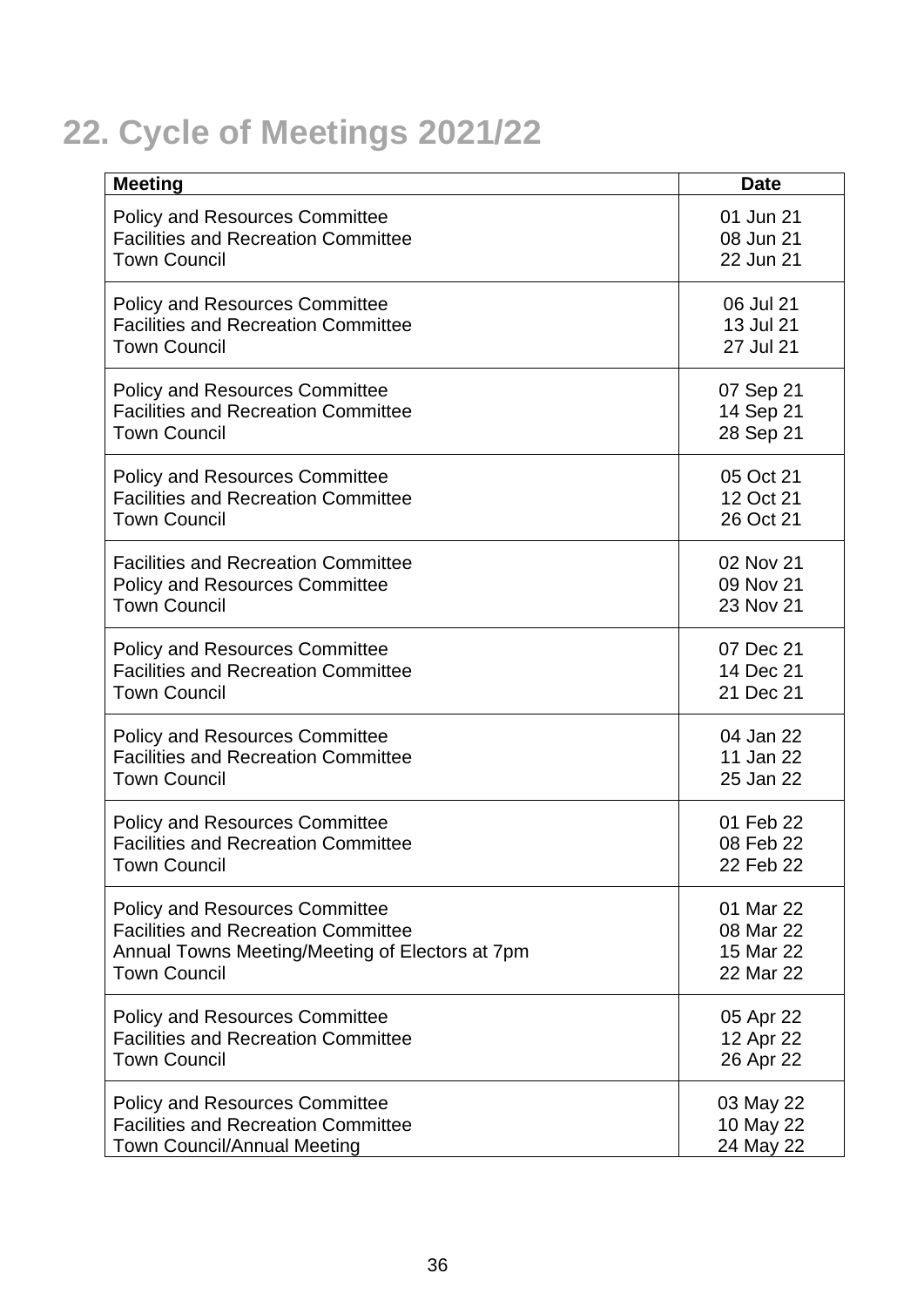# 22. Cycle of Meetings 2021/22

| Meeting | Date |
|---|---|
| Policy and Resources Committee<br>Facilities and Recreation Committee<br>Town Council | 01 Jun 21<br>08 Jun 21<br>22 Jun 21 |
| Policy and Resources Committee<br>Facilities and Recreation Committee<br>Town Council | 06 Jul 21<br>13 Jul 21<br>27 Jul 21 |
| Policy and Resources Committee<br>Facilities and Recreation Committee<br>Town Council | 07 Sep 21<br>14 Sep 21<br>28 Sep 21 |
| Policy and Resources Committee<br>Facilities and Recreation Committee<br>Town Council | 05 Oct 21<br>12 Oct 21<br>26 Oct 21 |
| Facilities and Recreation Committee<br>Policy and Resources Committee<br>Town Council | 02 Nov 21<br>09 Nov 21<br>23 Nov 21 |
| Policy and Resources Committee<br>Facilities and Recreation Committee<br>Town Council | 07 Dec 21<br>14 Dec 21<br>21 Dec 21 |
| Policy and Resources Committee<br>Facilities and Recreation Committee<br>Town Council | 04 Jan 22<br>11 Jan 22<br>25 Jan 22 |
| Policy and Resources Committee<br>Facilities and Recreation Committee<br>Town Council | 01 Feb 22<br>08 Feb 22<br>22 Feb 22 |
| Policy and Resources Committee<br>Facilities and Recreation Committee<br>Annual Towns Meeting/Meeting of Electors at 7pm<br>Town Council | 01 Mar 22<br>08 Mar 22<br>15 Mar 22<br>22 Mar 22 |
| Policy and Resources Committee<br>Facilities and Recreation Committee<br>Town Council | 05 Apr 22<br>12 Apr 22<br>26 Apr 22 |
| Policy and Resources Committee<br>Facilities and Recreation Committee<br>Town Council/Annual Meeting | 03 May 22<br>10 May 22<br>24 May 22 |